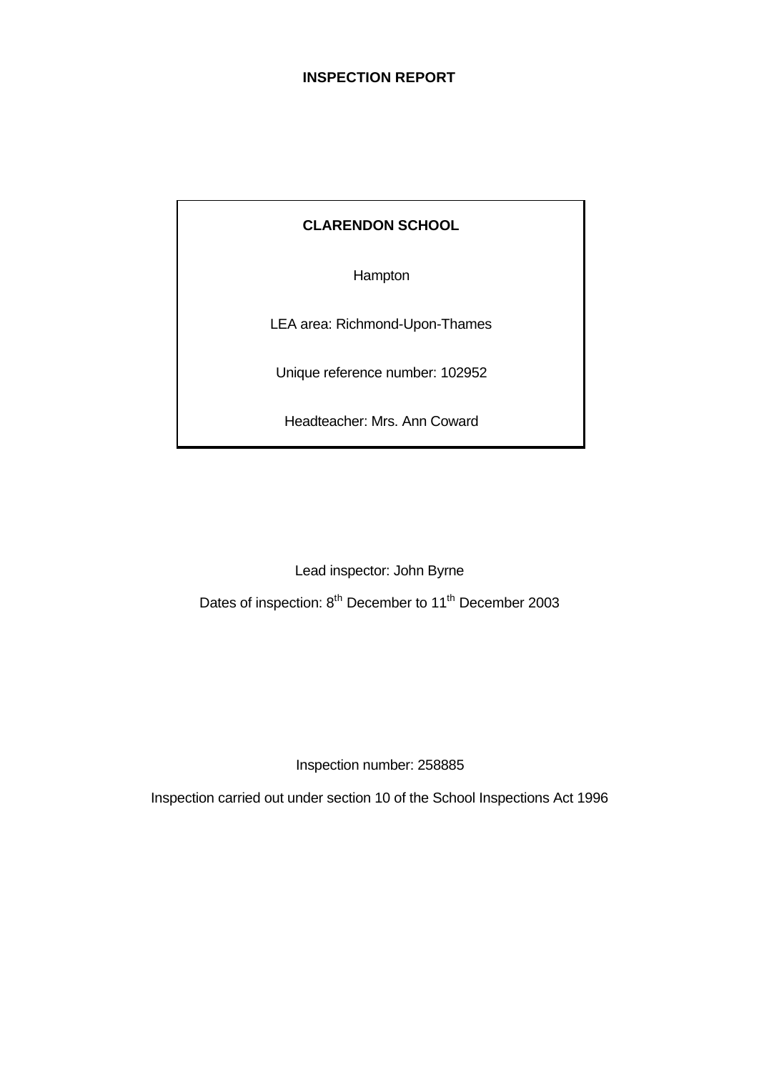# INSPECTION REPORT

**CLARENDON SCHOOL**

Hampton

LEA area: Richmond-Upon-Thames

Unique reference number: 102952

Headteacher: Mrs. Ann Coward

Lead inspector: John Byrne

Dates of inspection: 8th December to 11th December 2003

Inspection number: 258885

Inspection carried out under section 10 of the School Inspections Act 1996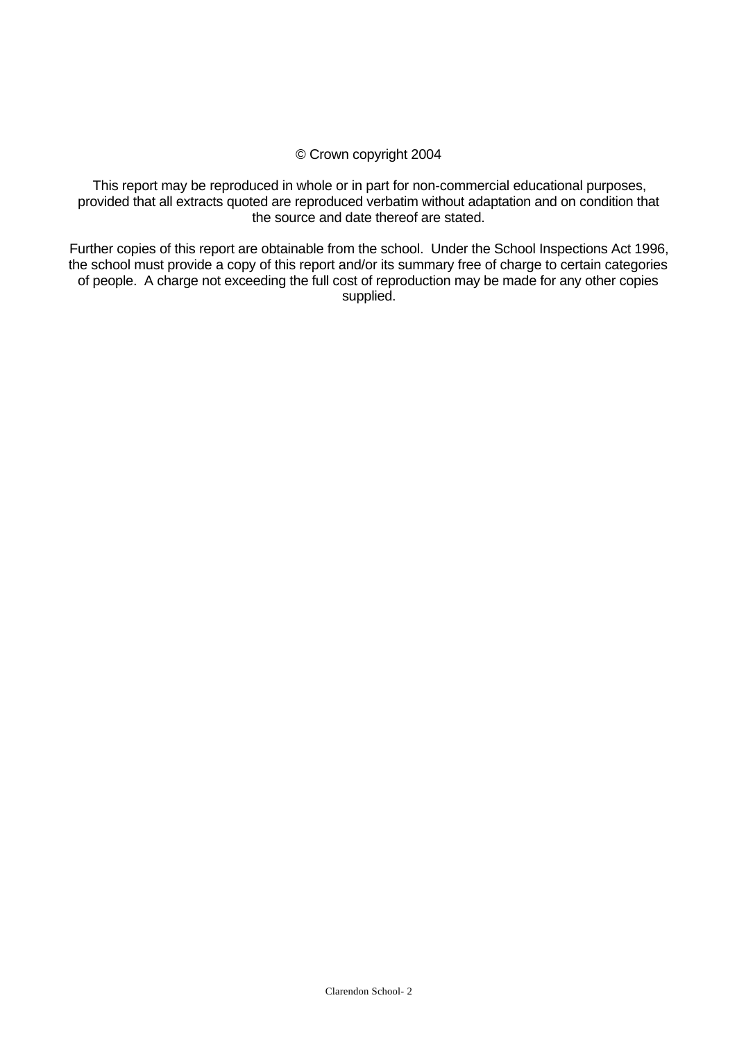© Crown copyright 2004

This report may be reproduced in whole or in part for non-commercial educational purposes, provided that all extracts quoted are reproduced verbatim without adaptation and on condition that the source and date thereof are stated.

Further copies of this report are obtainable from the school. Under the School Inspections Act 1996, the school must provide a copy of this report and/or its summary free of charge to certain categories of people. A charge not exceeding the full cost of reproduction may be made for any other copies supplied.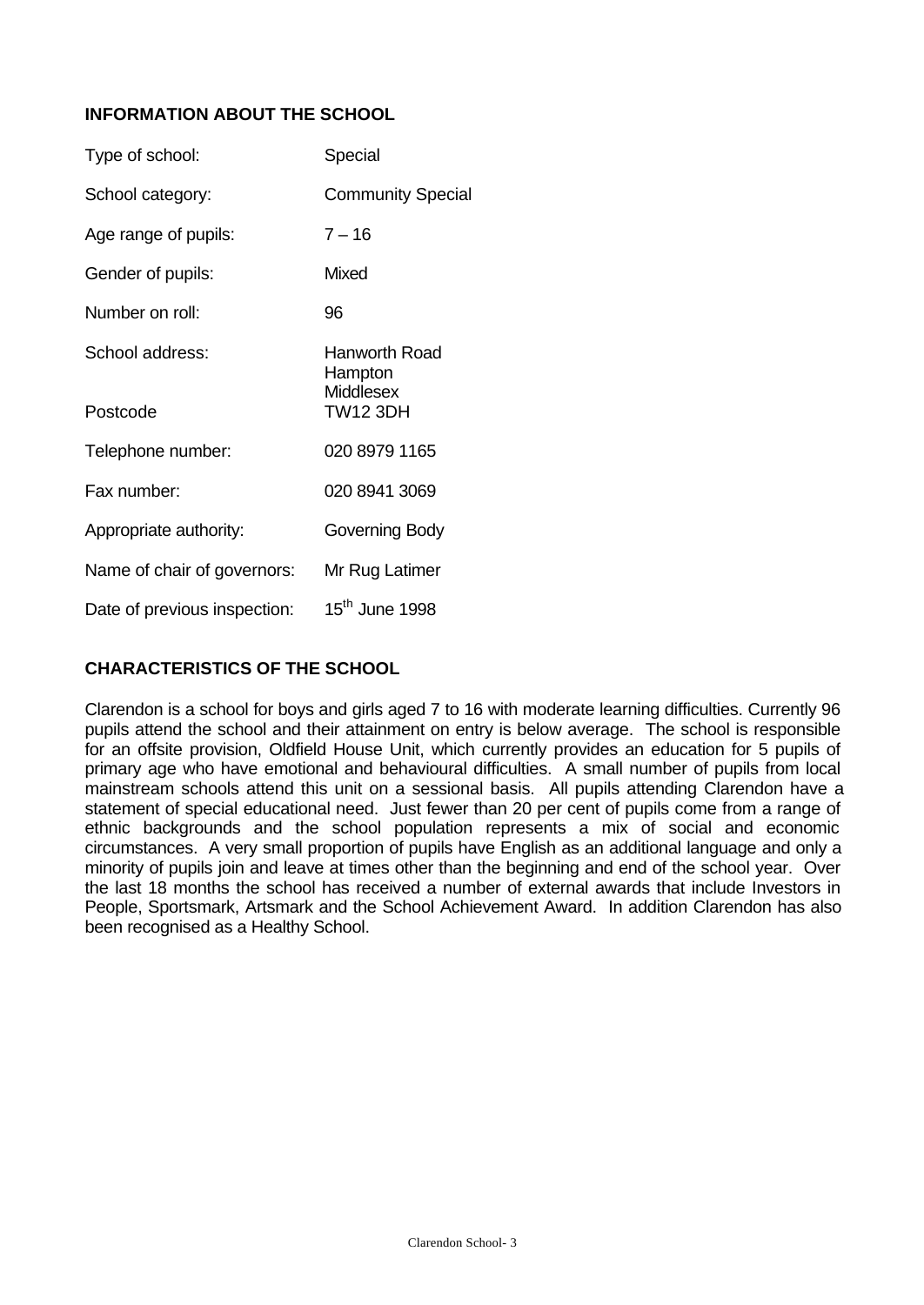## INFORMATION ABOUT THE SCHOOL

| | |
|---|---|
| Type of school: | Special |
| School category: | Community Special |
| Age range of pupils: | 7 – 16 |
| Gender of pupils: | Mixed |
| Number on roll: | 96 |
| School address: | Hanworth Road<br>Hampton<br>Middlesex |
| Postcode | TW12 3DH |
| Telephone number: | 020 8979 1165 |
| Fax number: | 020 8941 3069 |
| Appropriate authority: | Governing Body |
| Name of chair of governors: | Mr Rug Latimer |
| Date of previous inspection: | 15th June 1998 |

## CHARACTERISTICS OF THE SCHOOL

Clarendon is a school for boys and girls aged 7 to 16 with moderate learning difficulties. Currently 96 pupils attend the school and their attainment on entry is below average. The school is responsible for an offsite provision, Oldfield House Unit, which currently provides an education for 5 pupils of primary age who have emotional and behavioural difficulties. A small number of pupils from local mainstream schools attend this unit on a sessional basis. All pupils attending Clarendon have a statement of special educational need. Just fewer than 20 per cent of pupils come from a range of ethnic backgrounds and the school population represents a mix of social and economic circumstances. A very small proportion of pupils have English as an additional language and only a minority of pupils join and leave at times other than the beginning and end of the school year. Over the last 18 months the school has received a number of external awards that include Investors in People, Sportsmark, Artsmark and the School Achievement Award. In addition Clarendon has also been recognised as a Healthy School.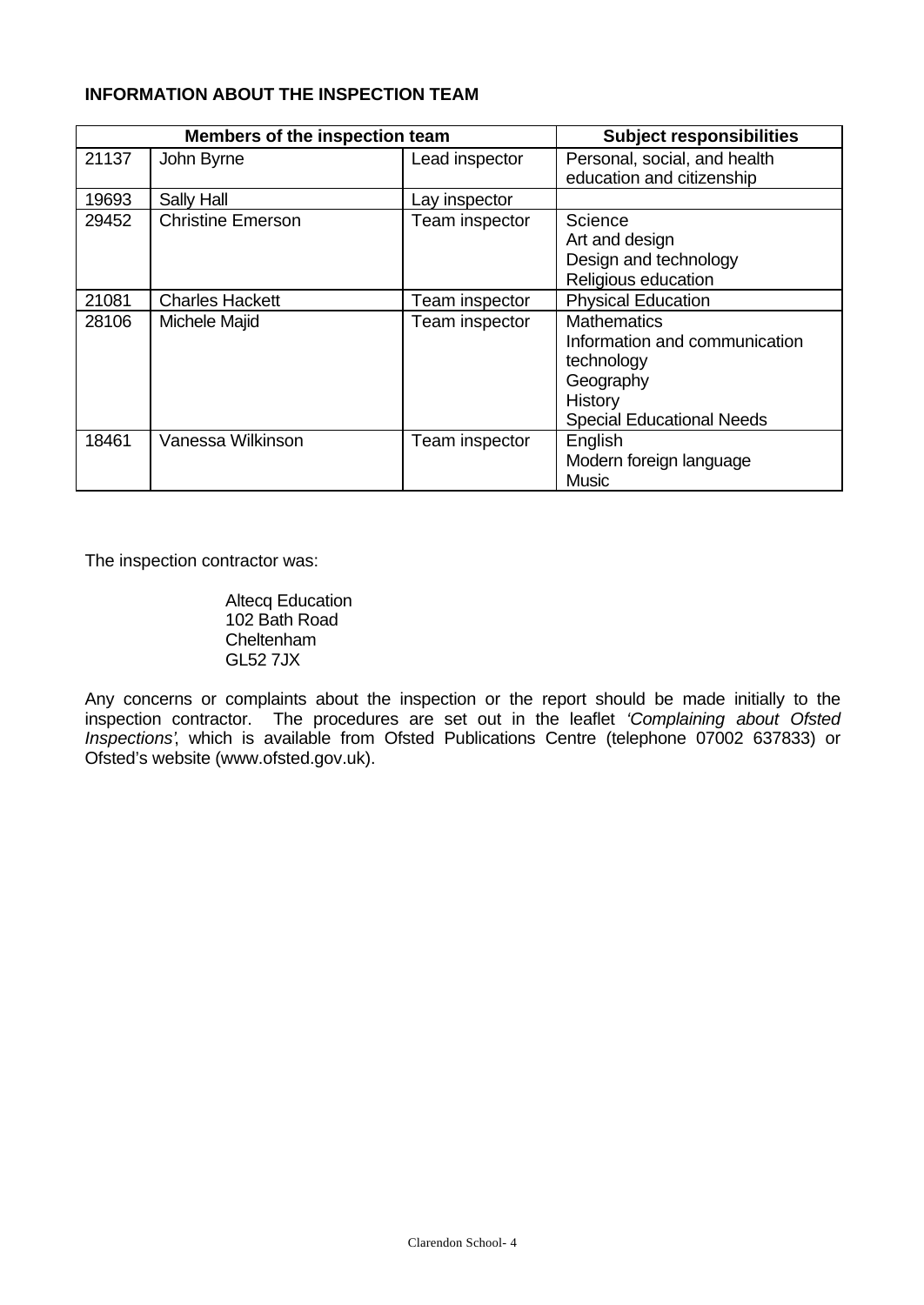**INFORMATION ABOUT THE INSPECTION TEAM**

| Members of the inspection team | | | Subject responsibilities |
|---|---|---|---|
| 21137 | John Byrne | Lead inspector | Personal, social, and health education and citizenship |
| 19693 | Sally Hall | Lay inspector | |
| 29452 | Christine Emerson | Team inspector | Science<br>Art and design<br>Design and technology<br>Religious education |
| 21081 | Charles Hackett | Team inspector | Physical Education |
| 28106 | Michele Majid | Team inspector | Mathematics<br>Information and communication technology<br>Geography<br>History<br>Special Educational Needs |
| 18461 | Vanessa Wilkinson | Team inspector | English<br>Modern foreign language<br>Music |

The inspection contractor was:

Altecq Education
102 Bath Road
Cheltenham
GL52 7JX

Any concerns or complaints about the inspection or the report should be made initially to the inspection contractor. The procedures are set out in the leaflet *'Complaining about Ofsted Inspections'*, which is available from Ofsted Publications Centre (telephone 07002 637833) or Ofsted's website (www.ofsted.gov.uk).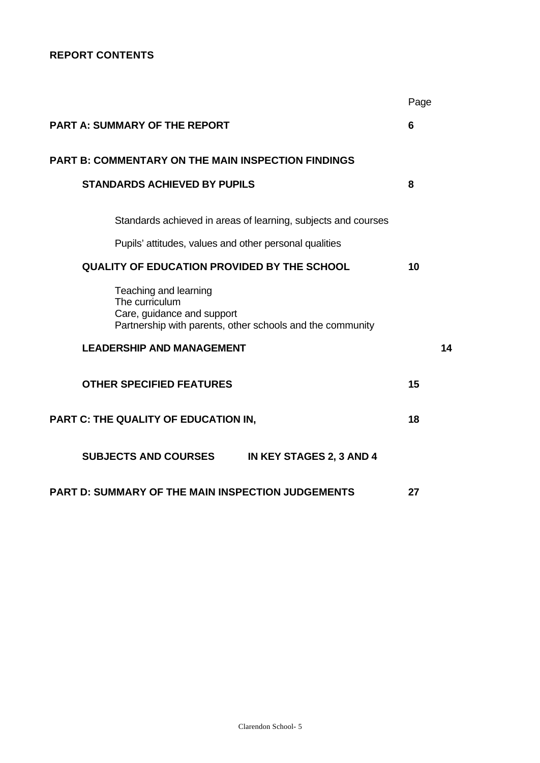**REPORT CONTENTS**

| | Page |
|---|---|
| **PART A: SUMMARY OF THE REPORT** | **6** |
| **PART B: COMMENTARY ON THE MAIN INSPECTION FINDINGS** | |
| **STANDARDS ACHIEVED BY PUPILS** | **8** |
| Standards achieved in areas of learning, subjects and courses | |
| Pupils' attitudes, values and other personal qualities | |
| **QUALITY OF EDUCATION PROVIDED BY THE SCHOOL** | **10** |
| Teaching and learning<br>The curriculum<br>Care, guidance and support<br>Partnership with parents, other schools and the community | |
| **LEADERSHIP AND MANAGEMENT** | **14** |
| **OTHER SPECIFIED FEATURES** | **15** |
| **PART C: THE QUALITY OF EDUCATION IN,** | **18** |
| **SUBJECTS AND COURSES IN KEY STAGES 2, 3 AND 4** | |
| **PART D: SUMMARY OF THE MAIN INSPECTION JUDGEMENTS** | **27** |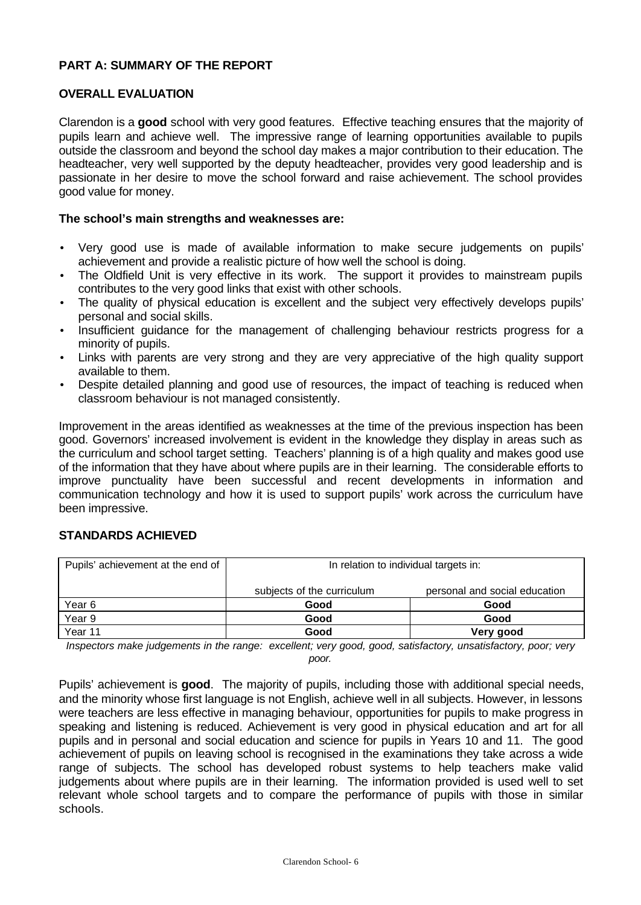## PART A: SUMMARY OF THE REPORT

### OVERALL EVALUATION

Clarendon is a **good** school with very good features. Effective teaching ensures that the majority of pupils learn and achieve well. The impressive range of learning opportunities available to pupils outside the classroom and beyond the school day makes a major contribution to their education. The headteacher, very well supported by the deputy headteacher, provides very good leadership and is passionate in her desire to move the school forward and raise achievement. The school provides good value for money.

**The school's main strengths and weaknesses are:**

- Very good use is made of available information to make secure judgements on pupils' achievement and provide a realistic picture of how well the school is doing.
- The Oldfield Unit is very effective in its work. The support it provides to mainstream pupils contributes to the very good links that exist with other schools.
- The quality of physical education is excellent and the subject very effectively develops pupils' personal and social skills.
- Insufficient guidance for the management of challenging behaviour restricts progress for a minority of pupils.
- Links with parents are very strong and they are very appreciative of the high quality support available to them.
- Despite detailed planning and good use of resources, the impact of teaching is reduced when classroom behaviour is not managed consistently.

Improvement in the areas identified as weaknesses at the time of the previous inspection has been good. Governors' increased involvement is evident in the knowledge they display in areas such as the curriculum and school target setting. Teachers' planning is of a high quality and makes good use of the information that they have about where pupils are in their learning. The considerable efforts to improve punctuality have been successful and recent developments in information and communication technology and how it is used to support pupils' work across the curriculum have been impressive.

### STANDARDS ACHIEVED

| Pupils' achievement at the end of | In relation to individual targets in: | |
|---|---|---|
| | subjects of the curriculum | personal and social education |
| Year 6 | **Good** | **Good** |
| Year 9 | **Good** | **Good** |
| Year 11 | **Good** | **Very good** |

*Inspectors make judgements in the range: excellent; very good, good, satisfactory, unsatisfactory, poor; very poor.*

Pupils' achievement is **good**. The majority of pupils, including those with additional special needs, and the minority whose first language is not English, achieve well in all subjects. However, in lessons were teachers are less effective in managing behaviour, opportunities for pupils to make progress in speaking and listening is reduced. Achievement is very good in physical education and art for all pupils and in personal and social education and science for pupils in Years 10 and 11. The good achievement of pupils on leaving school is recognised in the examinations they take across a wide range of subjects. The school has developed robust systems to help teachers make valid judgements about where pupils are in their learning. The information provided is used well to set relevant whole school targets and to compare the performance of pupils with those in similar schools.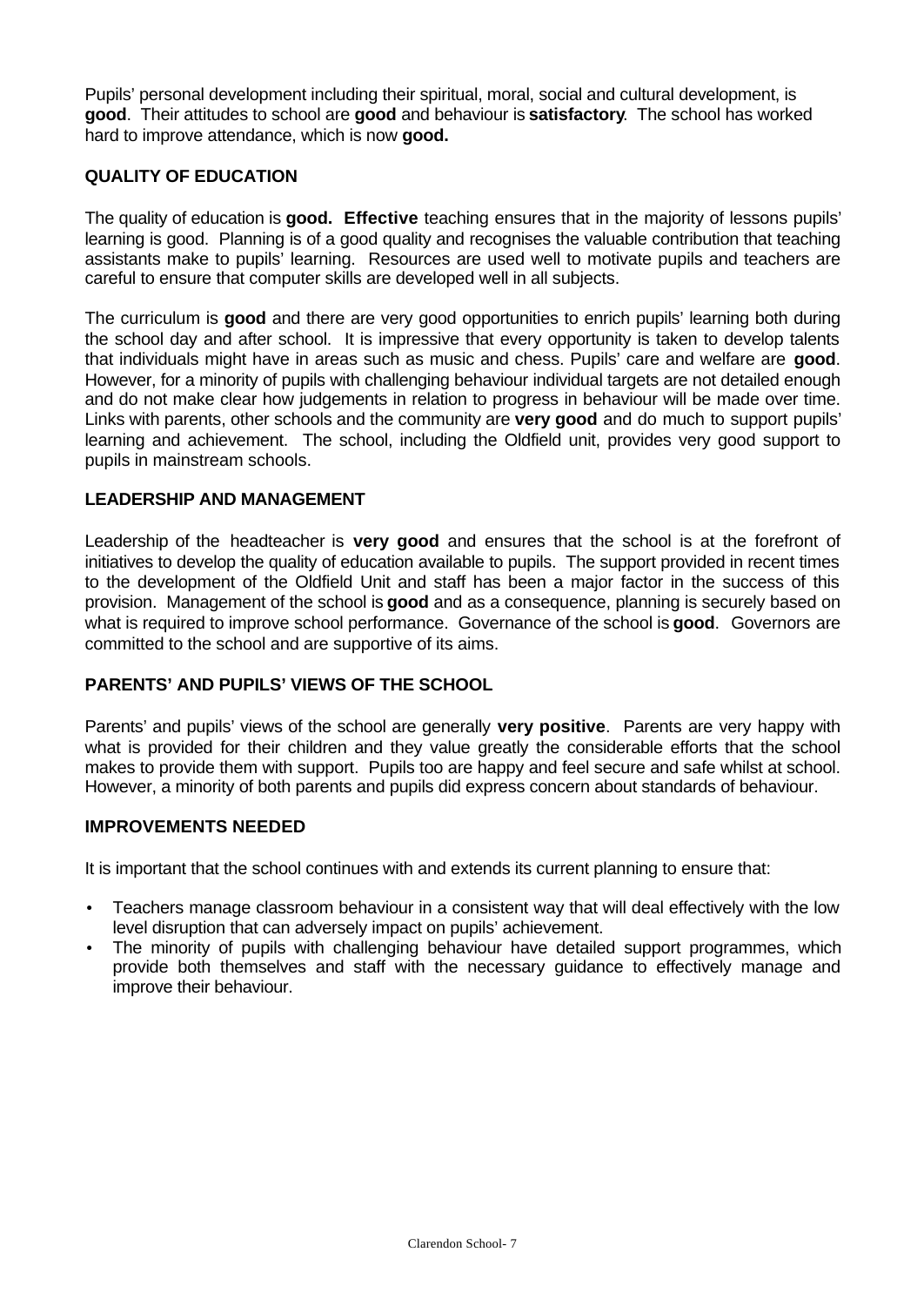Pupils' personal development including their spiritual, moral, social and cultural development, is **good**. Their attitudes to school are **good** and behaviour is **satisfactory**. The school has worked hard to improve attendance, which is now **good.**

## QUALITY OF EDUCATION

The quality of education is **good. Effective** teaching ensures that in the majority of lessons pupils' learning is good. Planning is of a good quality and recognises the valuable contribution that teaching assistants make to pupils' learning. Resources are used well to motivate pupils and teachers are careful to ensure that computer skills are developed well in all subjects.

The curriculum is **good** and there are very good opportunities to enrich pupils' learning both during the school day and after school. It is impressive that every opportunity is taken to develop talents that individuals might have in areas such as music and chess. Pupils' care and welfare are **good**. However, for a minority of pupils with challenging behaviour individual targets are not detailed enough and do not make clear how judgements in relation to progress in behaviour will be made over time. Links with parents, other schools and the community are **very good** and do much to support pupils' learning and achievement. The school, including the Oldfield unit, provides very good support to pupils in mainstream schools.

## LEADERSHIP AND MANAGEMENT

Leadership of the headteacher is **very good** and ensures that the school is at the forefront of initiatives to develop the quality of education available to pupils. The support provided in recent times to the development of the Oldfield Unit and staff has been a major factor in the success of this provision. Management of the school is **good** and as a consequence, planning is securely based on what is required to improve school performance. Governance of the school is **good**. Governors are committed to the school and are supportive of its aims.

## PARENTS' AND PUPILS' VIEWS OF THE SCHOOL

Parents' and pupils' views of the school are generally **very positive**. Parents are very happy with what is provided for their children and they value greatly the considerable efforts that the school makes to provide them with support. Pupils too are happy and feel secure and safe whilst at school. However, a minority of both parents and pupils did express concern about standards of behaviour.

## IMPROVEMENTS NEEDED

It is important that the school continues with and extends its current planning to ensure that:

- Teachers manage classroom behaviour in a consistent way that will deal effectively with the low level disruption that can adversely impact on pupils' achievement.
- The minority of pupils with challenging behaviour have detailed support programmes, which provide both themselves and staff with the necessary guidance to effectively manage and improve their behaviour.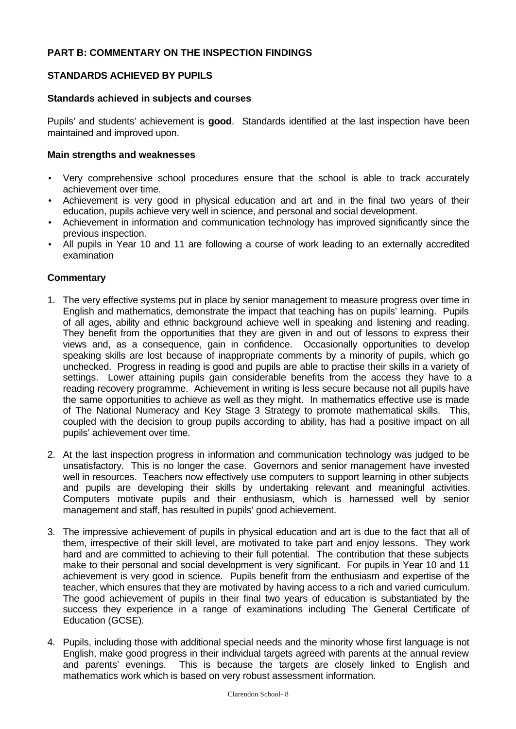## PART B: COMMENTARY ON THE INSPECTION FINDINGS

### STANDARDS ACHIEVED BY PUPILS

#### Standards achieved in subjects and courses

Pupils' and students' achievement is **good**. Standards identified at the last inspection have been maintained and improved upon.

#### Main strengths and weaknesses

- Very comprehensive school procedures ensure that the school is able to track accurately achievement over time.
- Achievement is very good in physical education and art and in the final two years of their education, pupils achieve very well in science, and personal and social development.
- Achievement in information and communication technology has improved significantly since the previous inspection.
- All pupils in Year 10 and 11 are following a course of work leading to an externally accredited examination

#### Commentary

1. The very effective systems put in place by senior management to measure progress over time in English and mathematics, demonstrate the impact that teaching has on pupils' learning. Pupils of all ages, ability and ethnic background achieve well in speaking and listening and reading. They benefit from the opportunities that they are given in and out of lessons to express their views and, as a consequence, gain in confidence. Occasionally opportunities to develop speaking skills are lost because of inappropriate comments by a minority of pupils, which go unchecked. Progress in reading is good and pupils are able to practise their skills in a variety of settings. Lower attaining pupils gain considerable benefits from the access they have to a reading recovery programme. Achievement in writing is less secure because not all pupils have the same opportunities to achieve as well as they might. In mathematics effective use is made of The National Numeracy and Key Stage 3 Strategy to promote mathematical skills. This, coupled with the decision to group pupils according to ability, has had a positive impact on all pupils' achievement over time.

2. At the last inspection progress in information and communication technology was judged to be unsatisfactory. This is no longer the case. Governors and senior management have invested well in resources. Teachers now effectively use computers to support learning in other subjects and pupils are developing their skills by undertaking relevant and meaningful activities. Computers motivate pupils and their enthusiasm, which is harnessed well by senior management and staff, has resulted in pupils' good achievement.

3. The impressive achievement of pupils in physical education and art is due to the fact that all of them, irrespective of their skill level, are motivated to take part and enjoy lessons. They work hard and are committed to achieving to their full potential. The contribution that these subjects make to their personal and social development is very significant. For pupils in Year 10 and 11 achievement is very good in science. Pupils benefit from the enthusiasm and expertise of the teacher, which ensures that they are motivated by having access to a rich and varied curriculum. The good achievement of pupils in their final two years of education is substantiated by the success they experience in a range of examinations including The General Certificate of Education (GCSE).

4. Pupils, including those with additional special needs and the minority whose first language is not English, make good progress in their individual targets agreed with parents at the annual review and parents' evenings. This is because the targets are closely linked to English and mathematics work which is based on very robust assessment information.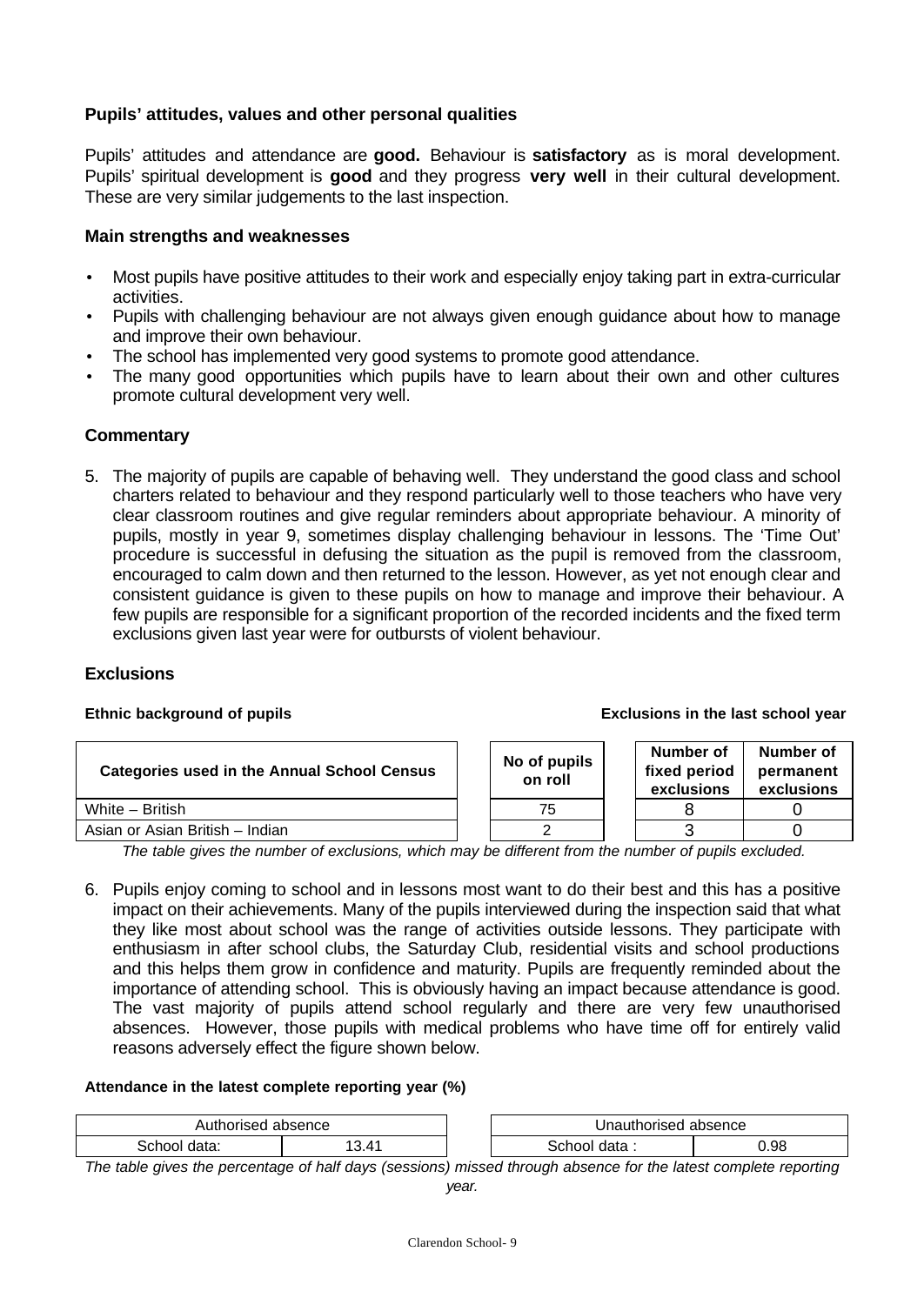### Pupils' attitudes, values and other personal qualities

Pupils' attitudes and attendance are **good.** Behaviour is **satisfactory** as is moral development. Pupils' spiritual development is **good** and they progress **very well** in their cultural development. These are very similar judgements to the last inspection.

### Main strengths and weaknesses

- Most pupils have positive attitudes to their work and especially enjoy taking part in extra-curricular activities.
- Pupils with challenging behaviour are not always given enough guidance about how to manage and improve their own behaviour.
- The school has implemented very good systems to promote good attendance.
- The many good opportunities which pupils have to learn about their own and other cultures promote cultural development very well.

### Commentary

5. The majority of pupils are capable of behaving well. They understand the good class and school charters related to behaviour and they respond particularly well to those teachers who have very clear classroom routines and give regular reminders about appropriate behaviour. A minority of pupils, mostly in year 9, sometimes display challenging behaviour in lessons. The 'Time Out' procedure is successful in defusing the situation as the pupil is removed from the classroom, encouraged to calm down and then returned to the lesson. However, as yet not enough clear and consistent guidance is given to these pupils on how to manage and improve their behaviour. A few pupils are responsible for a significant proportion of the recorded incidents and the fixed term exclusions given last year were for outbursts of violent behaviour.

### Exclusions

**Ethnic background of pupils** — **Exclusions in the last school year**

| Categories used in the Annual School Census | No of pupils on roll | Number of fixed period exclusions | Number of permanent exclusions |
|---|---|---|---|
| White – British | 75 | 8 | 0 |
| Asian or Asian British – Indian | 2 | 3 | 0 |

*The table gives the number of exclusions, which may be different from the number of pupils excluded.*

6. Pupils enjoy coming to school and in lessons most want to do their best and this has a positive impact on their achievements. Many of the pupils interviewed during the inspection said that what they like most about school was the range of activities outside lessons. They participate with enthusiasm in after school clubs, the Saturday Club, residential visits and school productions and this helps them grow in confidence and maturity. Pupils are frequently reminded about the importance of attending school. This is obviously having an impact because attendance is good. The vast majority of pupils attend school regularly and there are very few unauthorised absences. However, those pupils with medical problems who have time off for entirely valid reasons adversely effect the figure shown below.

**Attendance in the latest complete reporting year (%)**

| Authorised absence | | Unauthorised absence | |
|---|---|---|---|
| School data: | 13.41 | School data : | 0.98 |

*The table gives the percentage of half days (sessions) missed through absence for the latest complete reporting year.*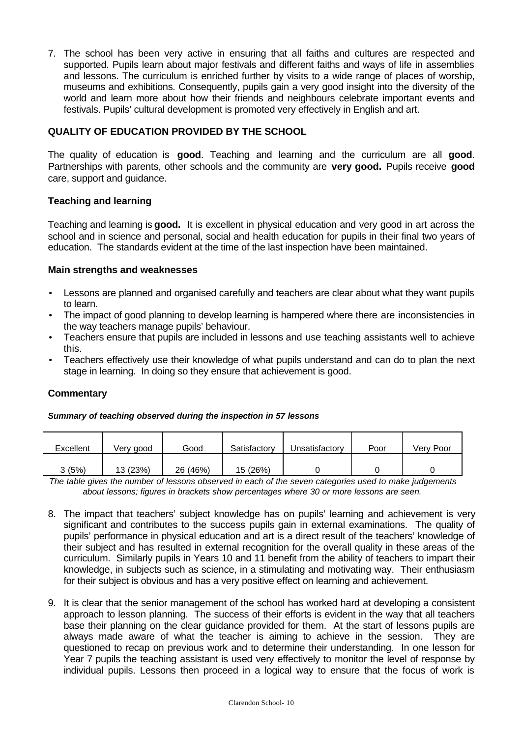7. The school has been very active in ensuring that all faiths and cultures are respected and supported. Pupils learn about major festivals and different faiths and ways of life in assemblies and lessons. The curriculum is enriched further by visits to a wide range of places of worship, museums and exhibitions. Consequently, pupils gain a very good insight into the diversity of the world and learn more about how their friends and neighbours celebrate important events and festivals. Pupils' cultural development is promoted very effectively in English and art.

## QUALITY OF EDUCATION PROVIDED BY THE SCHOOL

The quality of education is **good**. Teaching and learning and the curriculum are all **good**. Partnerships with parents, other schools and the community are **very good.** Pupils receive **good** care, support and guidance.

### Teaching and learning

Teaching and learning is **good.** It is excellent in physical education and very good in art across the school and in science and personal, social and health education for pupils in their final two years of education. The standards evident at the time of the last inspection have been maintained.

### Main strengths and weaknesses

- Lessons are planned and organised carefully and teachers are clear about what they want pupils to learn.
- The impact of good planning to develop learning is hampered where there are inconsistencies in the way teachers manage pupils' behaviour.
- Teachers ensure that pupils are included in lessons and use teaching assistants well to achieve this.
- Teachers effectively use their knowledge of what pupils understand and can do to plan the next stage in learning. In doing so they ensure that achievement is good.

### Commentary

***Summary of teaching observed during the inspection in 57 lessons***

| Excellent | Very good | Good | Satisfactory | Unsatisfactory | Poor | Very Poor |
|---|---|---|---|---|---|---|
| 3 (5%) | 13 (23%) | 26 (46%) | 15 (26%) | 0 | 0 | 0 |

*The table gives the number of lessons observed in each of the seven categories used to make judgements about lessons; figures in brackets show percentages where 30 or more lessons are seen.*

8. The impact that teachers' subject knowledge has on pupils' learning and achievement is very significant and contributes to the success pupils gain in external examinations. The quality of pupils' performance in physical education and art is a direct result of the teachers' knowledge of their subject and has resulted in external recognition for the overall quality in these areas of the curriculum. Similarly pupils in Years 10 and 11 benefit from the ability of teachers to impart their knowledge, in subjects such as science, in a stimulating and motivating way. Their enthusiasm for their subject is obvious and has a very positive effect on learning and achievement.

9. It is clear that the senior management of the school has worked hard at developing a consistent approach to lesson planning. The success of their efforts is evident in the way that all teachers base their planning on the clear guidance provided for them. At the start of lessons pupils are always made aware of what the teacher is aiming to achieve in the session. They are questioned to recap on previous work and to determine their understanding. In one lesson for Year 7 pupils the teaching assistant is used very effectively to monitor the level of response by individual pupils. Lessons then proceed in a logical way to ensure that the focus of work is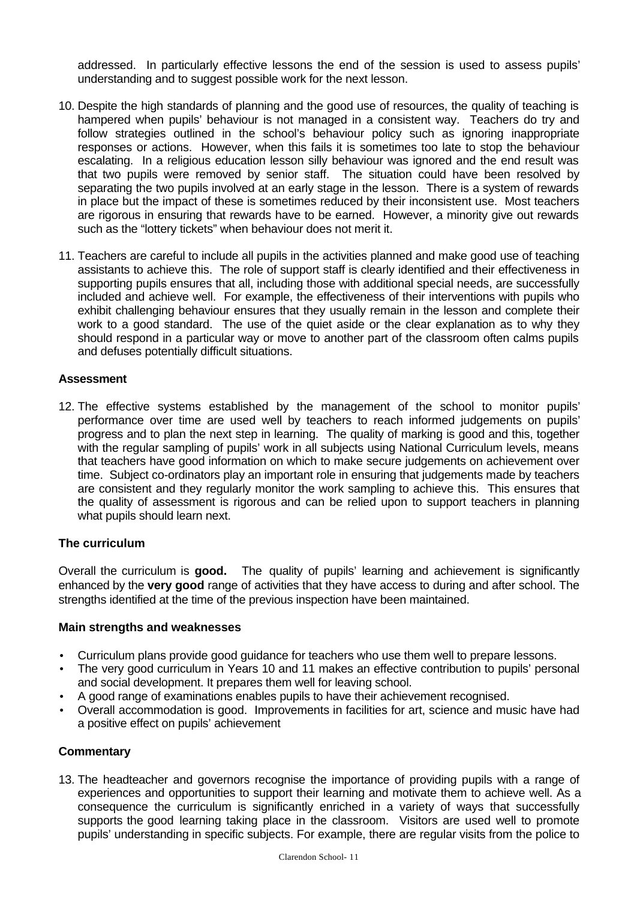addressed. In particularly effective lessons the end of the session is used to assess pupils' understanding and to suggest possible work for the next lesson.

10. Despite the high standards of planning and the good use of resources, the quality of teaching is hampered when pupils' behaviour is not managed in a consistent way. Teachers do try and follow strategies outlined in the school's behaviour policy such as ignoring inappropriate responses or actions. However, when this fails it is sometimes too late to stop the behaviour escalating. In a religious education lesson silly behaviour was ignored and the end result was that two pupils were removed by senior staff. The situation could have been resolved by separating the two pupils involved at an early stage in the lesson. There is a system of rewards in place but the impact of these is sometimes reduced by their inconsistent use. Most teachers are rigorous in ensuring that rewards have to be earned. However, a minority give out rewards such as the "lottery tickets" when behaviour does not merit it.

11. Teachers are careful to include all pupils in the activities planned and make good use of teaching assistants to achieve this. The role of support staff is clearly identified and their effectiveness in supporting pupils ensures that all, including those with additional special needs, are successfully included and achieve well. For example, the effectiveness of their interventions with pupils who exhibit challenging behaviour ensures that they usually remain in the lesson and complete their work to a good standard. The use of the quiet aside or the clear explanation as to why they should respond in a particular way or move to another part of the classroom often calms pupils and defuses potentially difficult situations.

### Assessment

12. The effective systems established by the management of the school to monitor pupils' performance over time are used well by teachers to reach informed judgements on pupils' progress and to plan the next step in learning. The quality of marking is good and this, together with the regular sampling of pupils' work in all subjects using National Curriculum levels, means that teachers have good information on which to make secure judgements on achievement over time. Subject co-ordinators play an important role in ensuring that judgements made by teachers are consistent and they regularly monitor the work sampling to achieve this. This ensures that the quality of assessment is rigorous and can be relied upon to support teachers in planning what pupils should learn next.

### The curriculum

Overall the curriculum is **good.** The quality of pupils' learning and achievement is significantly enhanced by the **very good** range of activities that they have access to during and after school. The strengths identified at the time of the previous inspection have been maintained.

#### Main strengths and weaknesses

- Curriculum plans provide good guidance for teachers who use them well to prepare lessons.
- The very good curriculum in Years 10 and 11 makes an effective contribution to pupils' personal and social development. It prepares them well for leaving school.
- A good range of examinations enables pupils to have their achievement recognised.
- Overall accommodation is good. Improvements in facilities for art, science and music have had a positive effect on pupils' achievement

#### Commentary

13. The headteacher and governors recognise the importance of providing pupils with a range of experiences and opportunities to support their learning and motivate them to achieve well. As a consequence the curriculum is significantly enriched in a variety of ways that successfully supports the good learning taking place in the classroom. Visitors are used well to promote pupils' understanding in specific subjects. For example, there are regular visits from the police to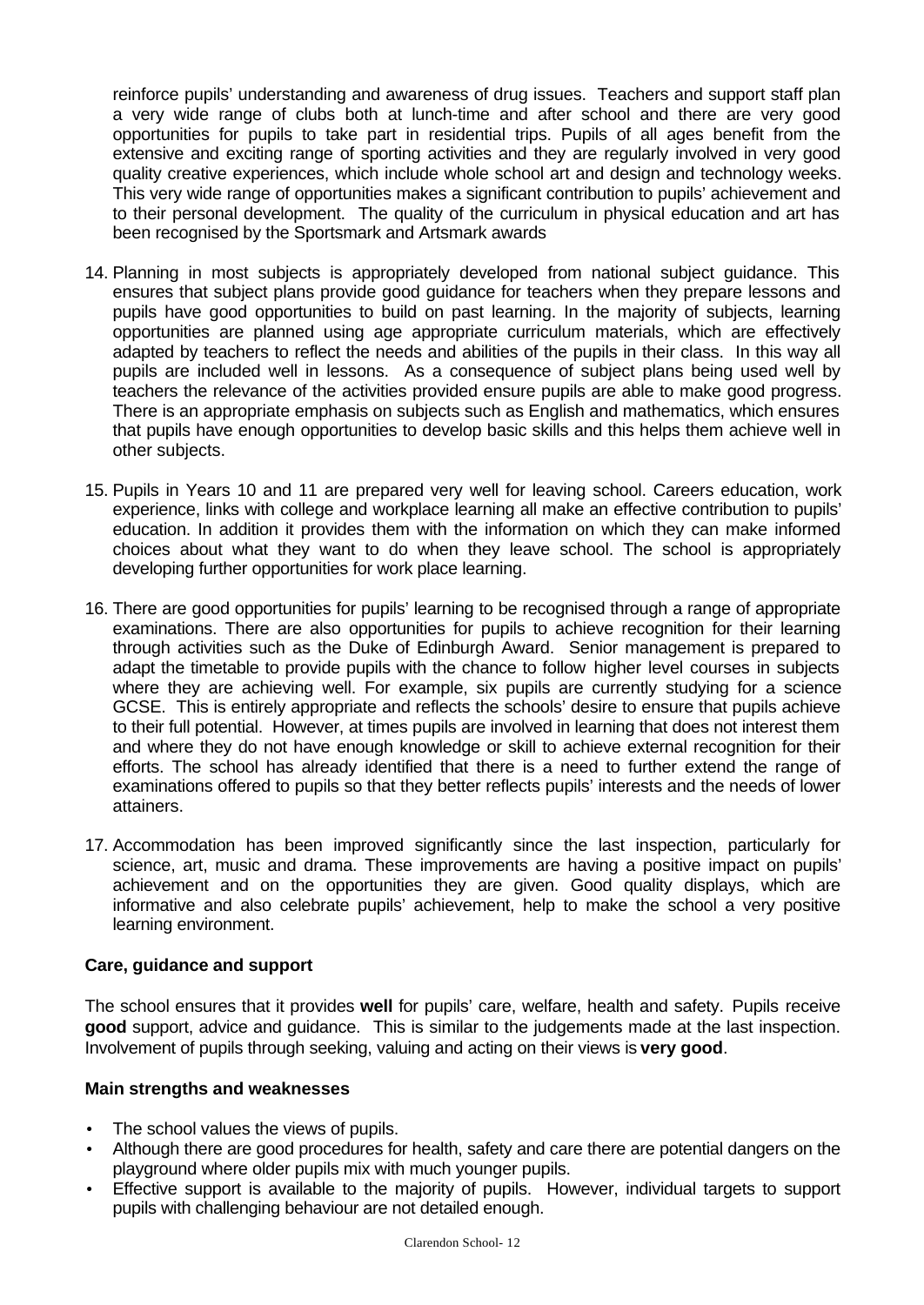reinforce pupils' understanding and awareness of drug issues. Teachers and support staff plan a very wide range of clubs both at lunch-time and after school and there are very good opportunities for pupils to take part in residential trips. Pupils of all ages benefit from the extensive and exciting range of sporting activities and they are regularly involved in very good quality creative experiences, which include whole school art and design and technology weeks. This very wide range of opportunities makes a significant contribution to pupils' achievement and to their personal development. The quality of the curriculum in physical education and art has been recognised by the Sportsmark and Artsmark awards

14. Planning in most subjects is appropriately developed from national subject guidance. This ensures that subject plans provide good guidance for teachers when they prepare lessons and pupils have good opportunities to build on past learning. In the majority of subjects, learning opportunities are planned using age appropriate curriculum materials, which are effectively adapted by teachers to reflect the needs and abilities of the pupils in their class. In this way all pupils are included well in lessons. As a consequence of subject plans being used well by teachers the relevance of the activities provided ensure pupils are able to make good progress. There is an appropriate emphasis on subjects such as English and mathematics, which ensures that pupils have enough opportunities to develop basic skills and this helps them achieve well in other subjects.

15. Pupils in Years 10 and 11 are prepared very well for leaving school. Careers education, work experience, links with college and workplace learning all make an effective contribution to pupils' education. In addition it provides them with the information on which they can make informed choices about what they want to do when they leave school. The school is appropriately developing further opportunities for work place learning.

16. There are good opportunities for pupils' learning to be recognised through a range of appropriate examinations. There are also opportunities for pupils to achieve recognition for their learning through activities such as the Duke of Edinburgh Award. Senior management is prepared to adapt the timetable to provide pupils with the chance to follow higher level courses in subjects where they are achieving well. For example, six pupils are currently studying for a science GCSE. This is entirely appropriate and reflects the schools' desire to ensure that pupils achieve to their full potential. However, at times pupils are involved in learning that does not interest them and where they do not have enough knowledge or skill to achieve external recognition for their efforts. The school has already identified that there is a need to further extend the range of examinations offered to pupils so that they better reflects pupils' interests and the needs of lower attainers.

17. Accommodation has been improved significantly since the last inspection, particularly for science, art, music and drama. These improvements are having a positive impact on pupils' achievement and on the opportunities they are given. Good quality displays, which are informative and also celebrate pupils' achievement, help to make the school a very positive learning environment.

### Care, guidance and support

The school ensures that it provides **well** for pupils' care, welfare, health and safety. Pupils receive **good** support, advice and guidance. This is similar to the judgements made at the last inspection. Involvement of pupils through seeking, valuing and acting on their views is **very good**.

### Main strengths and weaknesses

- The school values the views of pupils.
- Although there are good procedures for health, safety and care there are potential dangers on the playground where older pupils mix with much younger pupils.
- Effective support is available to the majority of pupils. However, individual targets to support pupils with challenging behaviour are not detailed enough.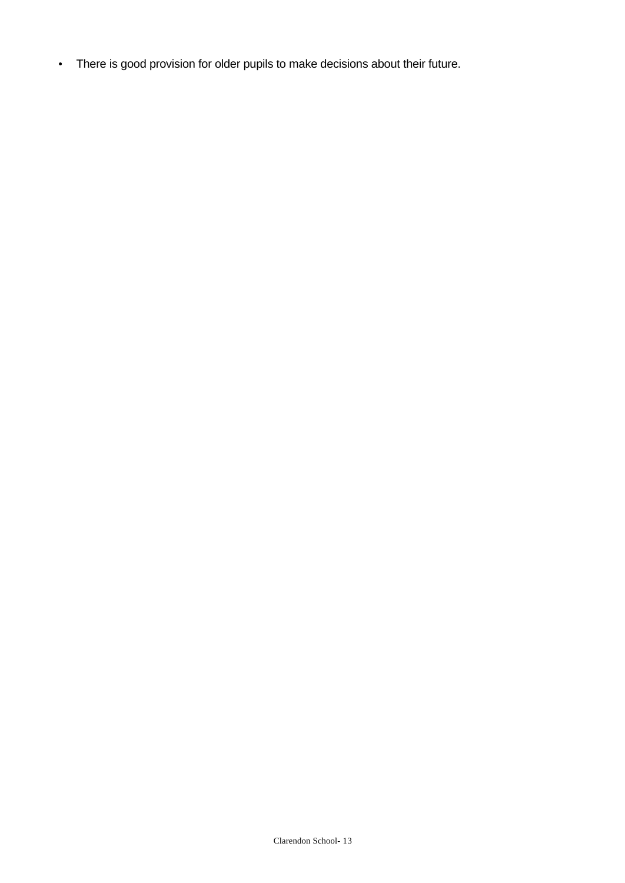- There is good provision for older pupils to make decisions about their future.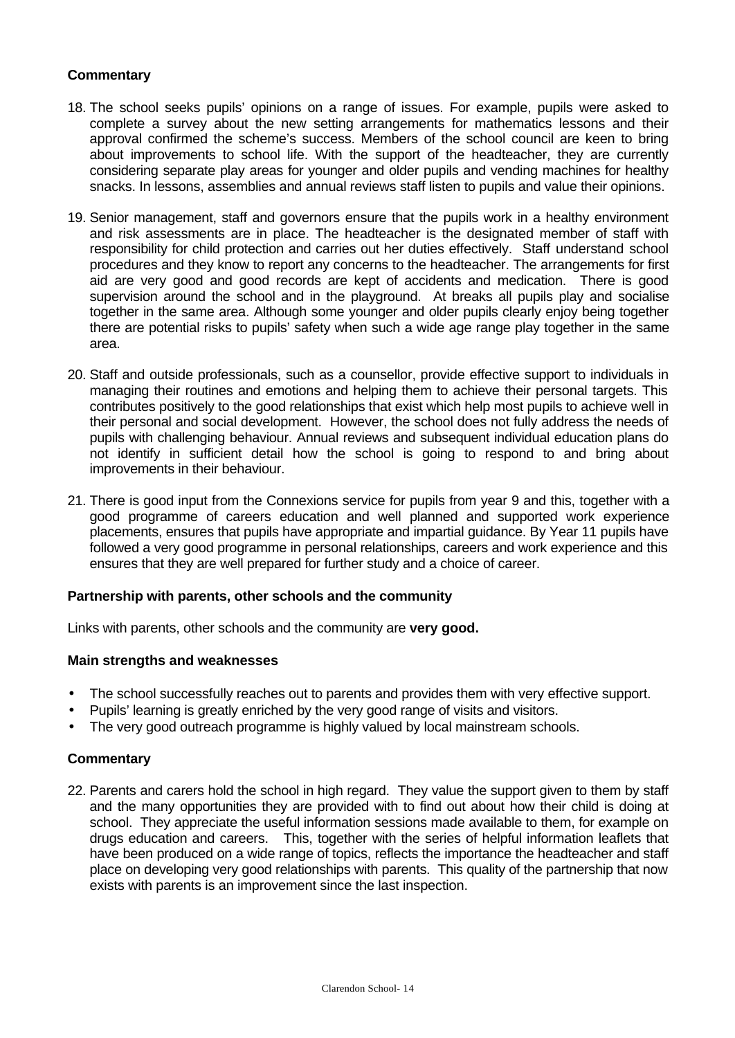### Commentary

18. The school seeks pupils' opinions on a range of issues. For example, pupils were asked to complete a survey about the new setting arrangements for mathematics lessons and their approval confirmed the scheme's success. Members of the school council are keen to bring about improvements to school life. With the support of the headteacher, they are currently considering separate play areas for younger and older pupils and vending machines for healthy snacks. In lessons, assemblies and annual reviews staff listen to pupils and value their opinions.

19. Senior management, staff and governors ensure that the pupils work in a healthy environment and risk assessments are in place. The headteacher is the designated member of staff with responsibility for child protection and carries out her duties effectively. Staff understand school procedures and they know to report any concerns to the headteacher. The arrangements for first aid are very good and good records are kept of accidents and medication. There is good supervision around the school and in the playground. At breaks all pupils play and socialise together in the same area. Although some younger and older pupils clearly enjoy being together there are potential risks to pupils' safety when such a wide age range play together in the same area.

20. Staff and outside professionals, such as a counsellor, provide effective support to individuals in managing their routines and emotions and helping them to achieve their personal targets. This contributes positively to the good relationships that exist which help most pupils to achieve well in their personal and social development. However, the school does not fully address the needs of pupils with challenging behaviour. Annual reviews and subsequent individual education plans do not identify in sufficient detail how the school is going to respond to and bring about improvements in their behaviour.

21. There is good input from the Connexions service for pupils from year 9 and this, together with a good programme of careers education and well planned and supported work experience placements, ensures that pupils have appropriate and impartial guidance. By Year 11 pupils have followed a very good programme in personal relationships, careers and work experience and this ensures that they are well prepared for further study and a choice of career.

### Partnership with parents, other schools and the community

Links with parents, other schools and the community are **very good.**

### Main strengths and weaknesses

- The school successfully reaches out to parents and provides them with very effective support.
- Pupils' learning is greatly enriched by the very good range of visits and visitors.
- The very good outreach programme is highly valued by local mainstream schools.

### Commentary

22. Parents and carers hold the school in high regard. They value the support given to them by staff and the many opportunities they are provided with to find out about how their child is doing at school. They appreciate the useful information sessions made available to them, for example on drugs education and careers. This, together with the series of helpful information leaflets that have been produced on a wide range of topics, reflects the importance the headteacher and staff place on developing very good relationships with parents. This quality of the partnership that now exists with parents is an improvement since the last inspection.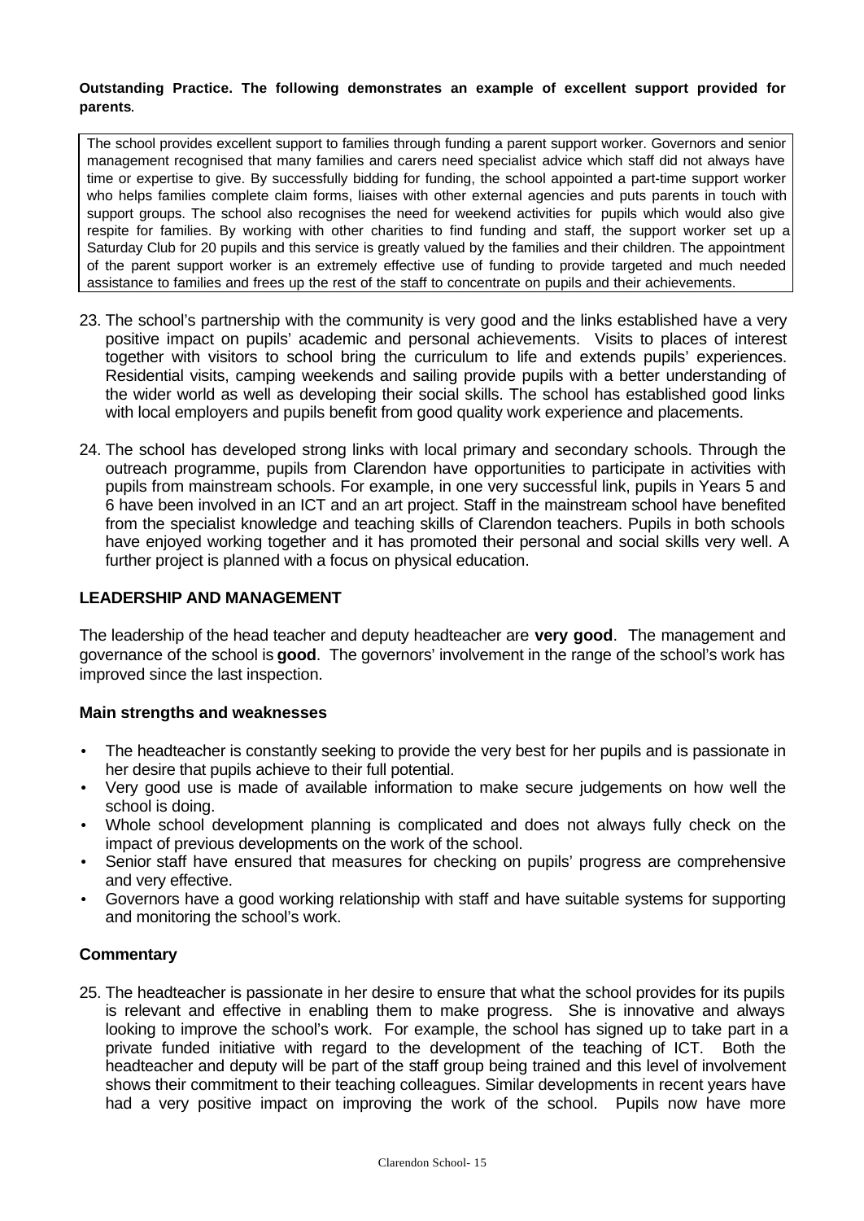**Outstanding Practice. The following demonstrates an example of excellent support provided for parents.**

The school provides excellent support to families through funding a parent support worker. Governors and senior management recognised that many families and carers need specialist advice which staff did not always have time or expertise to give. By successfully bidding for funding, the school appointed a part-time support worker who helps families complete claim forms, liaises with other external agencies and puts parents in touch with support groups. The school also recognises the need for weekend activities for pupils which would also give respite for families. By working with other charities to find funding and staff, the support worker set up a Saturday Club for 20 pupils and this service is greatly valued by the families and their children. The appointment of the parent support worker is an extremely effective use of funding to provide targeted and much needed assistance to families and frees up the rest of the staff to concentrate on pupils and their achievements.

23. The school's partnership with the community is very good and the links established have a very positive impact on pupils' academic and personal achievements. Visits to places of interest together with visitors to school bring the curriculum to life and extends pupils' experiences. Residential visits, camping weekends and sailing provide pupils with a better understanding of the wider world as well as developing their social skills. The school has established good links with local employers and pupils benefit from good quality work experience and placements.

24. The school has developed strong links with local primary and secondary schools. Through the outreach programme, pupils from Clarendon have opportunities to participate in activities with pupils from mainstream schools. For example, in one very successful link, pupils in Years 5 and 6 have been involved in an ICT and an art project. Staff in the mainstream school have benefited from the specialist knowledge and teaching skills of Clarendon teachers. Pupils in both schools have enjoyed working together and it has promoted their personal and social skills very well. A further project is planned with a focus on physical education.

## LEADERSHIP AND MANAGEMENT

The leadership of the head teacher and deputy headteacher are **very good**. The management and governance of the school is **good**. The governors' involvement in the range of the school's work has improved since the last inspection.

### Main strengths and weaknesses

- The headteacher is constantly seeking to provide the very best for her pupils and is passionate in her desire that pupils achieve to their full potential.
- Very good use is made of available information to make secure judgements on how well the school is doing.
- Whole school development planning is complicated and does not always fully check on the impact of previous developments on the work of the school.
- Senior staff have ensured that measures for checking on pupils' progress are comprehensive and very effective.
- Governors have a good working relationship with staff and have suitable systems for supporting and monitoring the school's work.

### Commentary

25. The headteacher is passionate in her desire to ensure that what the school provides for its pupils is relevant and effective in enabling them to make progress. She is innovative and always looking to improve the school's work. For example, the school has signed up to take part in a private funded initiative with regard to the development of the teaching of ICT. Both the headteacher and deputy will be part of the staff group being trained and this level of involvement shows their commitment to their teaching colleagues. Similar developments in recent years have had a very positive impact on improving the work of the school. Pupils now have more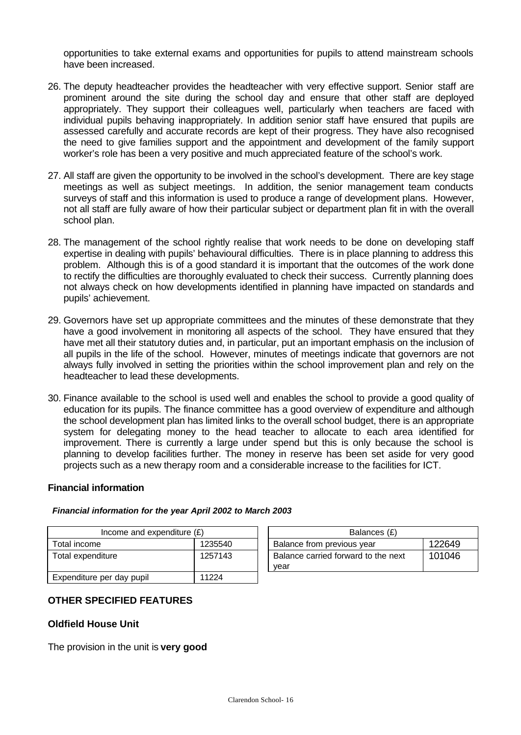opportunities to take external exams and opportunities for pupils to attend mainstream schools have been increased.

26. The deputy headteacher provides the headteacher with very effective support. Senior staff are prominent around the site during the school day and ensure that other staff are deployed appropriately. They support their colleagues well, particularly when teachers are faced with individual pupils behaving inappropriately. In addition senior staff have ensured that pupils are assessed carefully and accurate records are kept of their progress. They have also recognised the need to give families support and the appointment and development of the family support worker's role has been a very positive and much appreciated feature of the school's work.

27. All staff are given the opportunity to be involved in the school's development. There are key stage meetings as well as subject meetings. In addition, the senior management team conducts surveys of staff and this information is used to produce a range of development plans. However, not all staff are fully aware of how their particular subject or department plan fit in with the overall school plan.

28. The management of the school rightly realise that work needs to be done on developing staff expertise in dealing with pupils' behavioural difficulties. There is in place planning to address this problem. Although this is of a good standard it is important that the outcomes of the work done to rectify the difficulties are thoroughly evaluated to check their success. Currently planning does not always check on how developments identified in planning have impacted on standards and pupils' achievement.

29. Governors have set up appropriate committees and the minutes of these demonstrate that they have a good involvement in monitoring all aspects of the school. They have ensured that they have met all their statutory duties and, in particular, put an important emphasis on the inclusion of all pupils in the life of the school. However, minutes of meetings indicate that governors are not always fully involved in setting the priorities within the school improvement plan and rely on the headteacher to lead these developments.

30. Finance available to the school is used well and enables the school to provide a good quality of education for its pupils. The finance committee has a good overview of expenditure and although the school development plan has limited links to the overall school budget, there is an appropriate system for delegating money to the head teacher to allocate to each area identified for improvement. There is currently a large under spend but this is only because the school is planning to develop facilities further. The money in reserve has been set aside for very good projects such as a new therapy room and a considerable increase to the facilities for ICT.

### Financial information

***Financial information for the year April 2002 to March 2003***

| Income and expenditure (£) | |
|---|---|
| Total income | 1235540 |
| Total expenditure | 1257143 |
| Expenditure per day pupil | 11224 |

| Balances (£) | |
|---|---|
| Balance from previous year | 122649 |
| Balance carried forward to the next year | 101046 |

## OTHER SPECIFIED FEATURES

### Oldfield House Unit

The provision in the unit is **very good**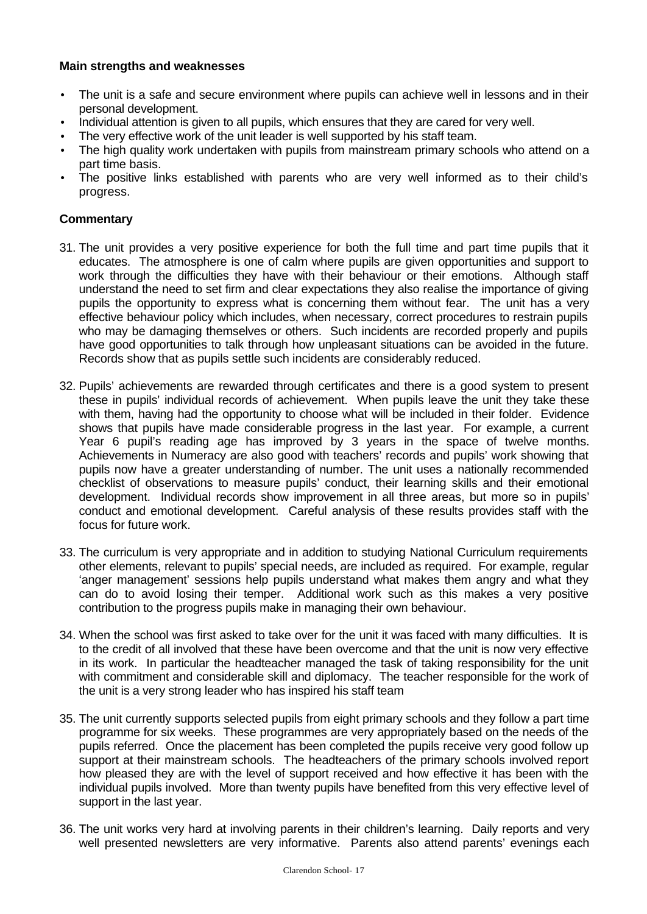**Main strengths and weaknesses**

- The unit is a safe and secure environment where pupils can achieve well in lessons and in their personal development.
- Individual attention is given to all pupils, which ensures that they are cared for very well.
- The very effective work of the unit leader is well supported by his staff team.
- The high quality work undertaken with pupils from mainstream primary schools who attend on a part time basis.
- The positive links established with parents who are very well informed as to their child's progress.

**Commentary**

31. The unit provides a very positive experience for both the full time and part time pupils that it educates. The atmosphere is one of calm where pupils are given opportunities and support to work through the difficulties they have with their behaviour or their emotions. Although staff understand the need to set firm and clear expectations they also realise the importance of giving pupils the opportunity to express what is concerning them without fear. The unit has a very effective behaviour policy which includes, when necessary, correct procedures to restrain pupils who may be damaging themselves or others. Such incidents are recorded properly and pupils have good opportunities to talk through how unpleasant situations can be avoided in the future. Records show that as pupils settle such incidents are considerably reduced.

32. Pupils' achievements are rewarded through certificates and there is a good system to present these in pupils' individual records of achievement. When pupils leave the unit they take these with them, having had the opportunity to choose what will be included in their folder. Evidence shows that pupils have made considerable progress in the last year. For example, a current Year 6 pupil's reading age has improved by 3 years in the space of twelve months. Achievements in Numeracy are also good with teachers' records and pupils' work showing that pupils now have a greater understanding of number. The unit uses a nationally recommended checklist of observations to measure pupils' conduct, their learning skills and their emotional development. Individual records show improvement in all three areas, but more so in pupils' conduct and emotional development. Careful analysis of these results provides staff with the focus for future work.

33. The curriculum is very appropriate and in addition to studying National Curriculum requirements other elements, relevant to pupils' special needs, are included as required. For example, regular 'anger management' sessions help pupils understand what makes them angry and what they can do to avoid losing their temper. Additional work such as this makes a very positive contribution to the progress pupils make in managing their own behaviour.

34. When the school was first asked to take over for the unit it was faced with many difficulties. It is to the credit of all involved that these have been overcome and that the unit is now very effective in its work. In particular the headteacher managed the task of taking responsibility for the unit with commitment and considerable skill and diplomacy. The teacher responsible for the work of the unit is a very strong leader who has inspired his staff team

35. The unit currently supports selected pupils from eight primary schools and they follow a part time programme for six weeks. These programmes are very appropriately based on the needs of the pupils referred. Once the placement has been completed the pupils receive very good follow up support at their mainstream schools. The headteachers of the primary schools involved report how pleased they are with the level of support received and how effective it has been with the individual pupils involved. More than twenty pupils have benefited from this very effective level of support in the last year.

36. The unit works very hard at involving parents in their children's learning. Daily reports and very well presented newsletters are very informative. Parents also attend parents' evenings each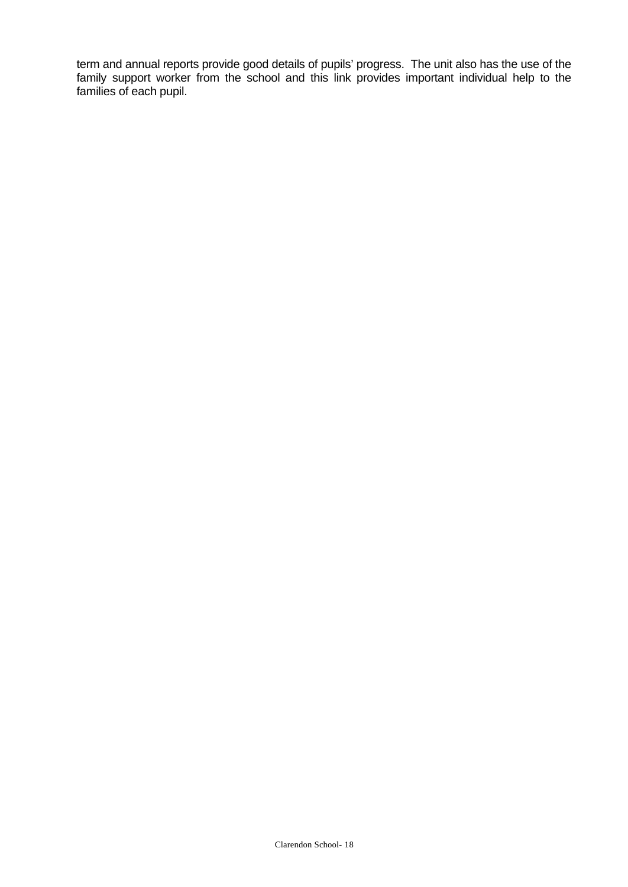term and annual reports provide good details of pupils' progress.  The unit also has the use of the family support worker from the school and this link provides important individual help to the families of each pupil.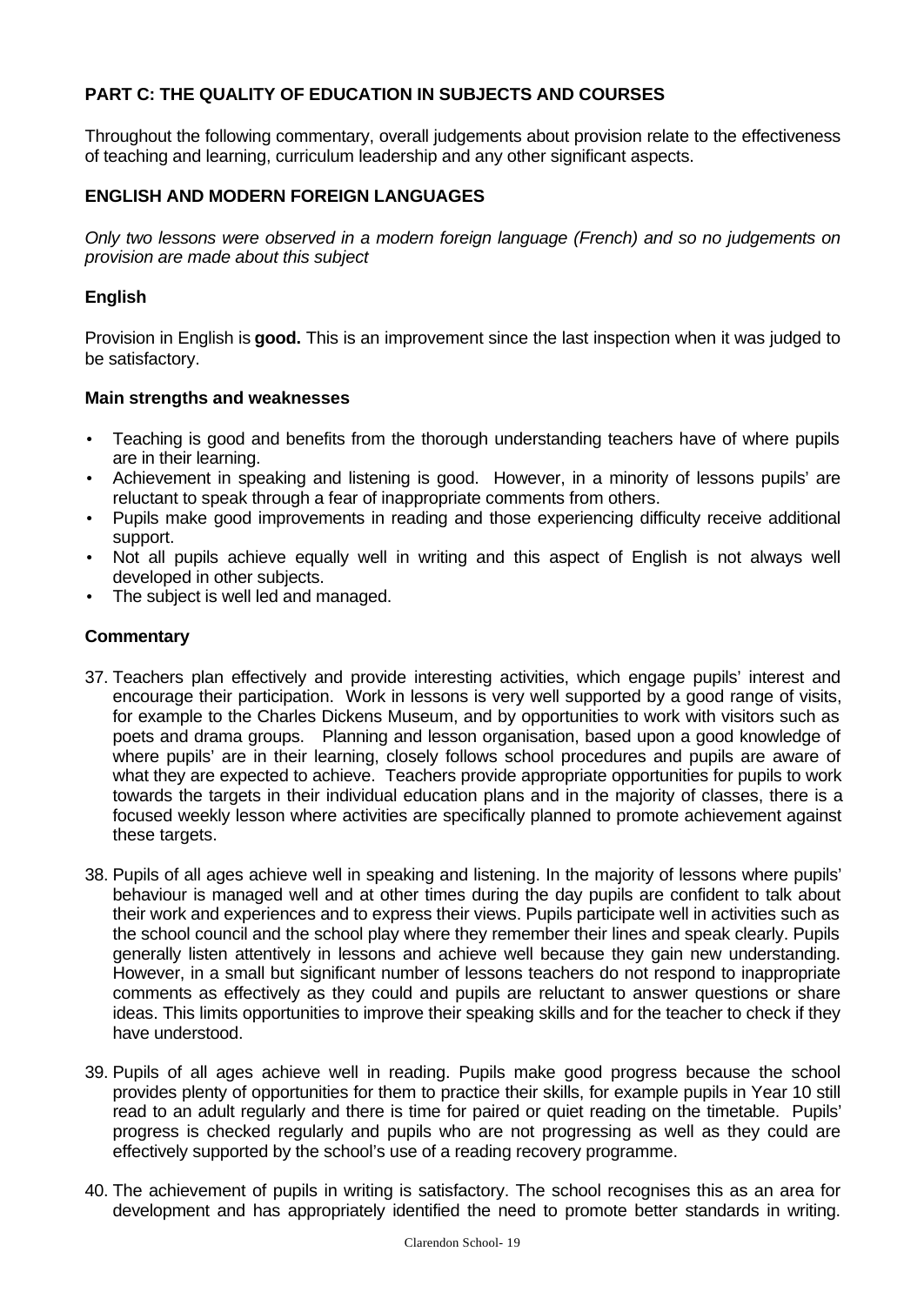## PART C: THE QUALITY OF EDUCATION IN SUBJECTS AND COURSES

Throughout the following commentary, overall judgements about provision relate to the effectiveness of teaching and learning, curriculum leadership and any other significant aspects.

### ENGLISH AND MODERN FOREIGN LANGUAGES

*Only two lessons were observed in a modern foreign language (French) and so no judgements on provision are made about this subject*

#### English

Provision in English is **good.** This is an improvement since the last inspection when it was judged to be satisfactory.

#### Main strengths and weaknesses

- Teaching is good and benefits from the thorough understanding teachers have of where pupils are in their learning.
- Achievement in speaking and listening is good. However, in a minority of lessons pupils' are reluctant to speak through a fear of inappropriate comments from others.
- Pupils make good improvements in reading and those experiencing difficulty receive additional support.
- Not all pupils achieve equally well in writing and this aspect of English is not always well developed in other subjects.
- The subject is well led and managed.

#### Commentary

37. Teachers plan effectively and provide interesting activities, which engage pupils' interest and encourage their participation. Work in lessons is very well supported by a good range of visits, for example to the Charles Dickens Museum, and by opportunities to work with visitors such as poets and drama groups. Planning and lesson organisation, based upon a good knowledge of where pupils' are in their learning, closely follows school procedures and pupils are aware of what they are expected to achieve. Teachers provide appropriate opportunities for pupils to work towards the targets in their individual education plans and in the majority of classes, there is a focused weekly lesson where activities are specifically planned to promote achievement against these targets.

38. Pupils of all ages achieve well in speaking and listening. In the majority of lessons where pupils' behaviour is managed well and at other times during the day pupils are confident to talk about their work and experiences and to express their views. Pupils participate well in activities such as the school council and the school play where they remember their lines and speak clearly. Pupils generally listen attentively in lessons and achieve well because they gain new understanding. However, in a small but significant number of lessons teachers do not respond to inappropriate comments as effectively as they could and pupils are reluctant to answer questions or share ideas. This limits opportunities to improve their speaking skills and for the teacher to check if they have understood.

39. Pupils of all ages achieve well in reading. Pupils make good progress because the school provides plenty of opportunities for them to practice their skills, for example pupils in Year 10 still read to an adult regularly and there is time for paired or quiet reading on the timetable. Pupils' progress is checked regularly and pupils who are not progressing as well as they could are effectively supported by the school's use of a reading recovery programme.

40. The achievement of pupils in writing is satisfactory. The school recognises this as an area for development and has appropriately identified the need to promote better standards in writing.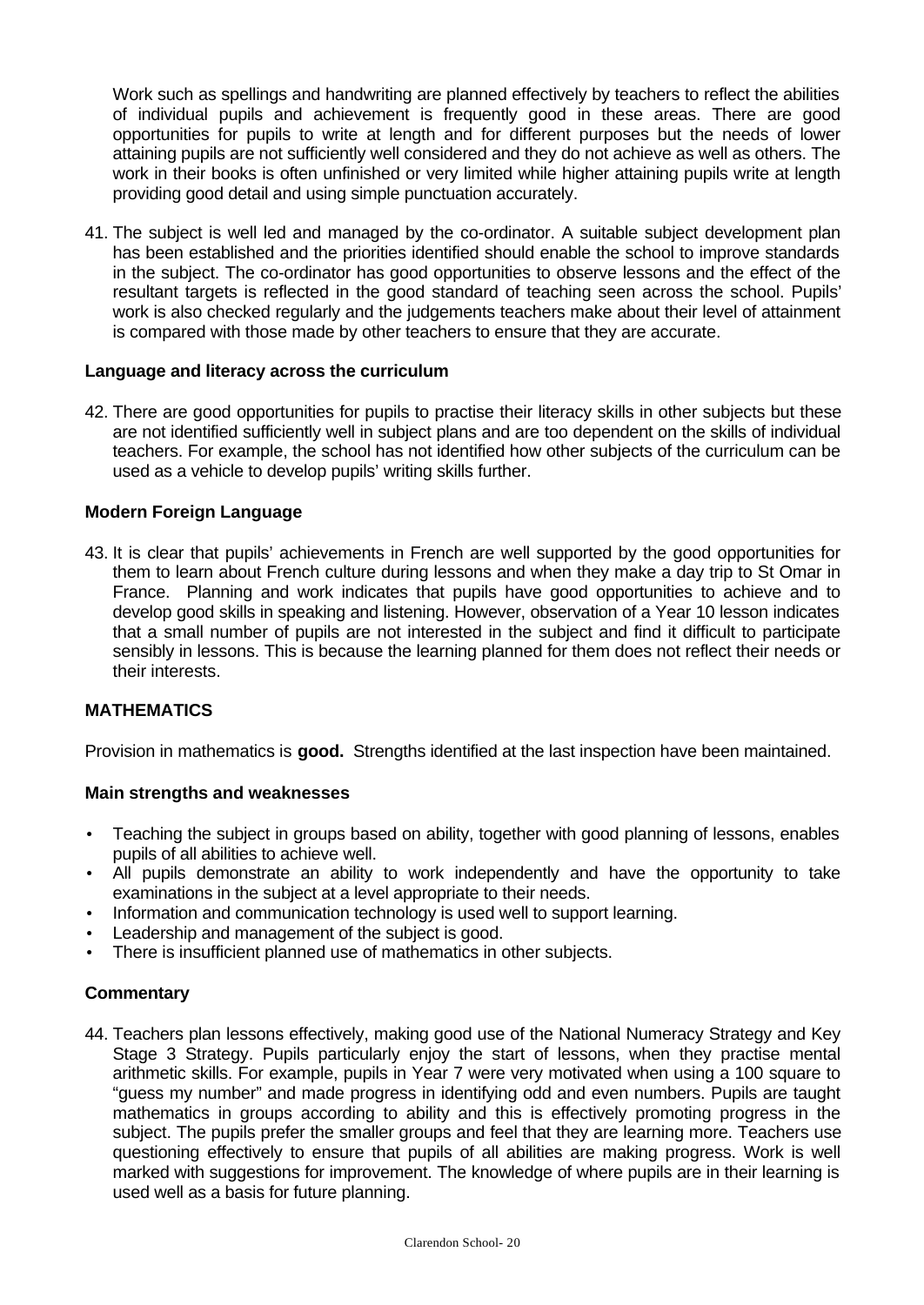Work such as spellings and handwriting are planned effectively by teachers to reflect the abilities of individual pupils and achievement is frequently good in these areas. There are good opportunities for pupils to write at length and for different purposes but the needs of lower attaining pupils are not sufficiently well considered and they do not achieve as well as others. The work in their books is often unfinished or very limited while higher attaining pupils write at length providing good detail and using simple punctuation accurately.

41. The subject is well led and managed by the co-ordinator. A suitable subject development plan has been established and the priorities identified should enable the school to improve standards in the subject. The co-ordinator has good opportunities to observe lessons and the effect of the resultant targets is reflected in the good standard of teaching seen across the school. Pupils' work is also checked regularly and the judgements teachers make about their level of attainment is compared with those made by other teachers to ensure that they are accurate.

**Language and literacy across the curriculum**

42. There are good opportunities for pupils to practise their literacy skills in other subjects but these are not identified sufficiently well in subject plans and are too dependent on the skills of individual teachers. For example, the school has not identified how other subjects of the curriculum can be used as a vehicle to develop pupils' writing skills further.

**Modern Foreign Language**

43. It is clear that pupils' achievements in French are well supported by the good opportunities for them to learn about French culture during lessons and when they make a day trip to St Omar in France. Planning and work indicates that pupils have good opportunities to achieve and to develop good skills in speaking and listening. However, observation of a Year 10 lesson indicates that a small number of pupils are not interested in the subject and find it difficult to participate sensibly in lessons. This is because the learning planned for them does not reflect their needs or their interests.

## MATHEMATICS

Provision in mathematics is **good.** Strengths identified at the last inspection have been maintained.

**Main strengths and weaknesses**

- Teaching the subject in groups based on ability, together with good planning of lessons, enables pupils of all abilities to achieve well.
- All pupils demonstrate an ability to work independently and have the opportunity to take examinations in the subject at a level appropriate to their needs.
- Information and communication technology is used well to support learning.
- Leadership and management of the subject is good.
- There is insufficient planned use of mathematics in other subjects.

**Commentary**

44. Teachers plan lessons effectively, making good use of the National Numeracy Strategy and Key Stage 3 Strategy. Pupils particularly enjoy the start of lessons, when they practise mental arithmetic skills. For example, pupils in Year 7 were very motivated when using a 100 square to "guess my number" and made progress in identifying odd and even numbers. Pupils are taught mathematics in groups according to ability and this is effectively promoting progress in the subject. The pupils prefer the smaller groups and feel that they are learning more. Teachers use questioning effectively to ensure that pupils of all abilities are making progress. Work is well marked with suggestions for improvement. The knowledge of where pupils are in their learning is used well as a basis for future planning.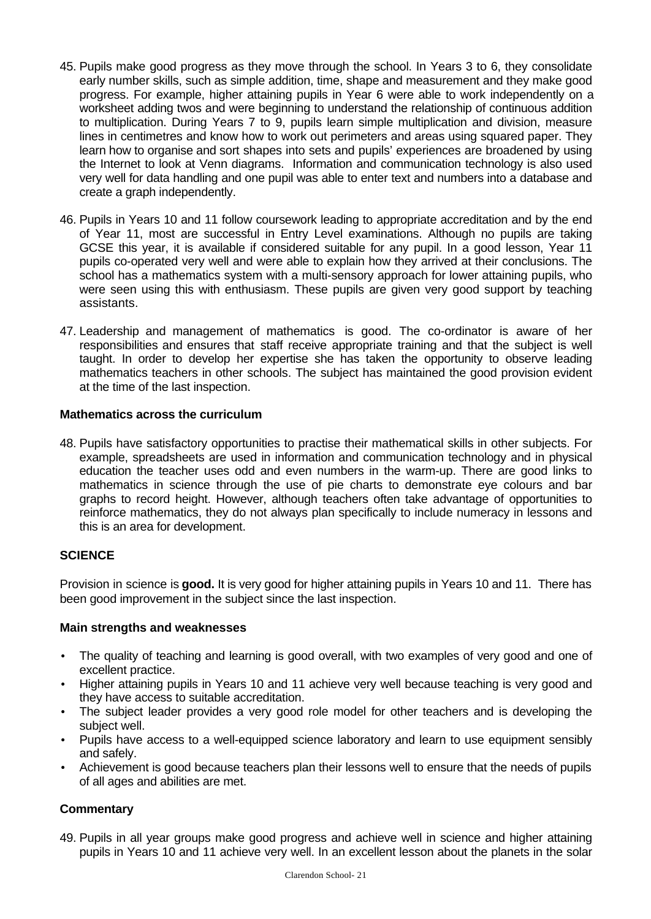45. Pupils make good progress as they move through the school. In Years 3 to 6, they consolidate early number skills, such as simple addition, time, shape and measurement and they make good progress. For example, higher attaining pupils in Year 6 were able to work independently on a worksheet adding twos and were beginning to understand the relationship of continuous addition to multiplication. During Years 7 to 9, pupils learn simple multiplication and division, measure lines in centimetres and know how to work out perimeters and areas using squared paper. They learn how to organise and sort shapes into sets and pupils' experiences are broadened by using the Internet to look at Venn diagrams. Information and communication technology is also used very well for data handling and one pupil was able to enter text and numbers into a database and create a graph independently.

46. Pupils in Years 10 and 11 follow coursework leading to appropriate accreditation and by the end of Year 11, most are successful in Entry Level examinations. Although no pupils are taking GCSE this year, it is available if considered suitable for any pupil. In a good lesson, Year 11 pupils co-operated very well and were able to explain how they arrived at their conclusions. The school has a mathematics system with a multi-sensory approach for lower attaining pupils, who were seen using this with enthusiasm. These pupils are given very good support by teaching assistants.

47. Leadership and management of mathematics is good. The co-ordinator is aware of her responsibilities and ensures that staff receive appropriate training and that the subject is well taught. In order to develop her expertise she has taken the opportunity to observe leading mathematics teachers in other schools. The subject has maintained the good provision evident at the time of the last inspection.

### Mathematics across the curriculum

48. Pupils have satisfactory opportunities to practise their mathematical skills in other subjects. For example, spreadsheets are used in information and communication technology and in physical education the teacher uses odd and even numbers in the warm-up. There are good links to mathematics in science through the use of pie charts to demonstrate eye colours and bar graphs to record height. However, although teachers often take advantage of opportunities to reinforce mathematics, they do not always plan specifically to include numeracy in lessons and this is an area for development.

## SCIENCE

Provision in science is **good.** It is very good for higher attaining pupils in Years 10 and 11. There has been good improvement in the subject since the last inspection.

### Main strengths and weaknesses

- The quality of teaching and learning is good overall, with two examples of very good and one of excellent practice.
- Higher attaining pupils in Years 10 and 11 achieve very well because teaching is very good and they have access to suitable accreditation.
- The subject leader provides a very good role model for other teachers and is developing the subject well.
- Pupils have access to a well-equipped science laboratory and learn to use equipment sensibly and safely.
- Achievement is good because teachers plan their lessons well to ensure that the needs of pupils of all ages and abilities are met.

### Commentary

49. Pupils in all year groups make good progress and achieve well in science and higher attaining pupils in Years 10 and 11 achieve very well. In an excellent lesson about the planets in the solar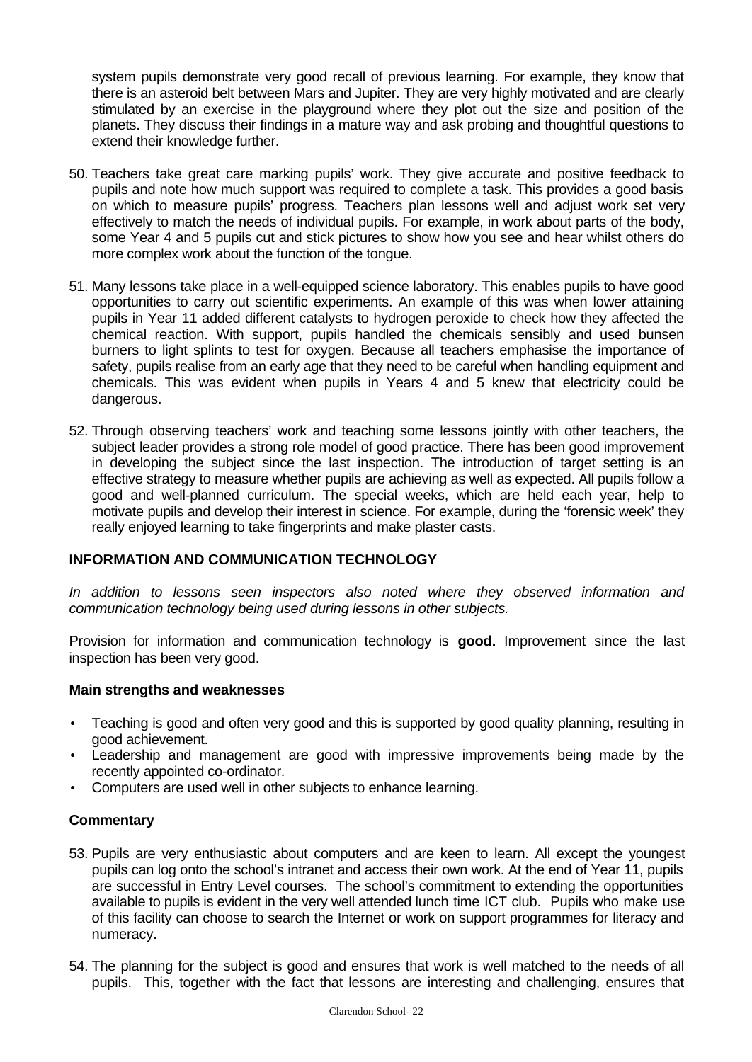system pupils demonstrate very good recall of previous learning. For example, they know that there is an asteroid belt between Mars and Jupiter. They are very highly motivated and are clearly stimulated by an exercise in the playground where they plot out the size and position of the planets. They discuss their findings in a mature way and ask probing and thoughtful questions to extend their knowledge further.

50. Teachers take great care marking pupils' work. They give accurate and positive feedback to pupils and note how much support was required to complete a task. This provides a good basis on which to measure pupils' progress. Teachers plan lessons well and adjust work set very effectively to match the needs of individual pupils. For example, in work about parts of the body, some Year 4 and 5 pupils cut and stick pictures to show how you see and hear whilst others do more complex work about the function of the tongue.

51. Many lessons take place in a well-equipped science laboratory. This enables pupils to have good opportunities to carry out scientific experiments. An example of this was when lower attaining pupils in Year 11 added different catalysts to hydrogen peroxide to check how they affected the chemical reaction. With support, pupils handled the chemicals sensibly and used bunsen burners to light splints to test for oxygen. Because all teachers emphasise the importance of safety, pupils realise from an early age that they need to be careful when handling equipment and chemicals. This was evident when pupils in Years 4 and 5 knew that electricity could be dangerous.

52. Through observing teachers' work and teaching some lessons jointly with other teachers, the subject leader provides a strong role model of good practice. There has been good improvement in developing the subject since the last inspection. The introduction of target setting is an effective strategy to measure whether pupils are achieving as well as expected. All pupils follow a good and well-planned curriculum. The special weeks, which are held each year, help to motivate pupils and develop their interest in science. For example, during the 'forensic week' they really enjoyed learning to take fingerprints and make plaster casts.

## INFORMATION AND COMMUNICATION TECHNOLOGY

*In addition to lessons seen inspectors also noted where they observed information and communication technology being used during lessons in other subjects.*

Provision for information and communication technology is **good.** Improvement since the last inspection has been very good.

### Main strengths and weaknesses

- Teaching is good and often very good and this is supported by good quality planning, resulting in good achievement.
- Leadership and management are good with impressive improvements being made by the recently appointed co-ordinator.
- Computers are used well in other subjects to enhance learning.

### Commentary

53. Pupils are very enthusiastic about computers and are keen to learn. All except the youngest pupils can log onto the school's intranet and access their own work. At the end of Year 11, pupils are successful in Entry Level courses. The school's commitment to extending the opportunities available to pupils is evident in the very well attended lunch time ICT club. Pupils who make use of this facility can choose to search the Internet or work on support programmes for literacy and numeracy.

54. The planning for the subject is good and ensures that work is well matched to the needs of all pupils. This, together with the fact that lessons are interesting and challenging, ensures that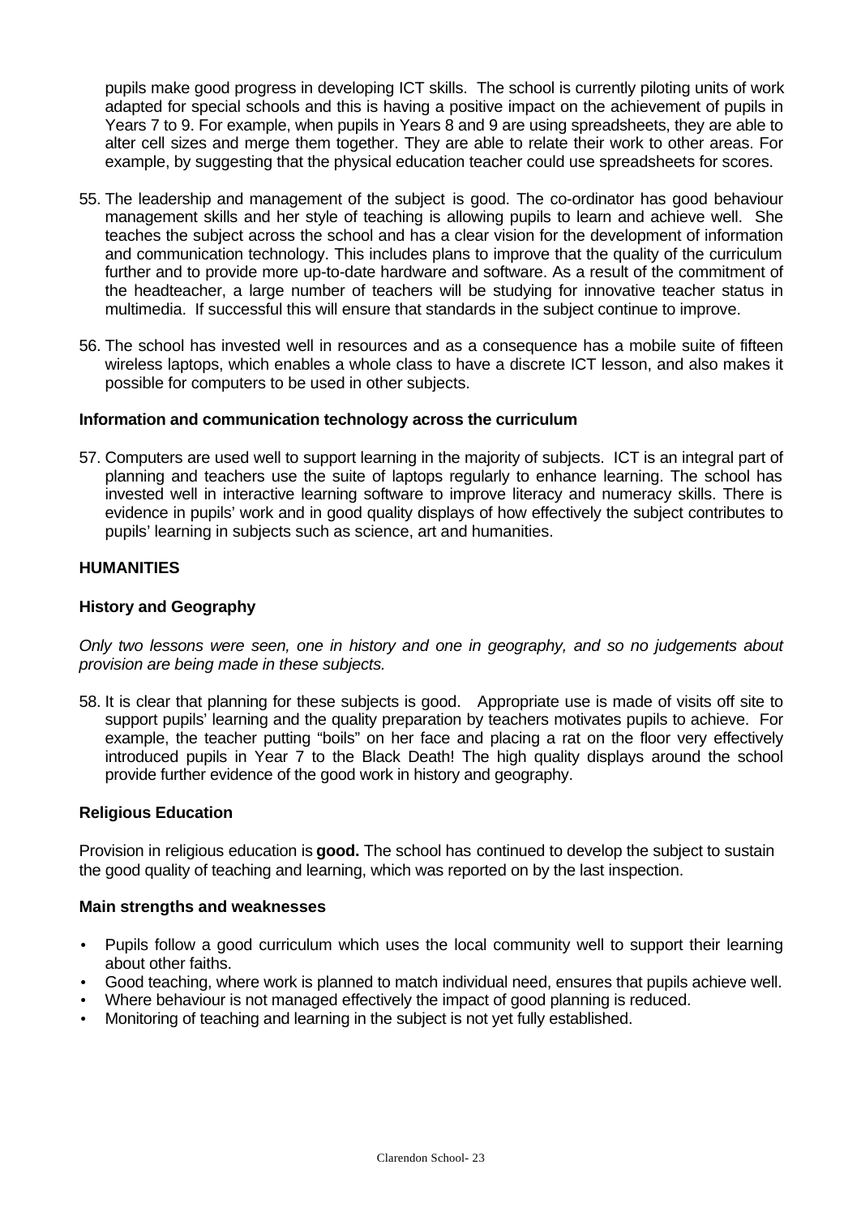pupils make good progress in developing ICT skills. The school is currently piloting units of work adapted for special schools and this is having a positive impact on the achievement of pupils in Years 7 to 9. For example, when pupils in Years 8 and 9 are using spreadsheets, they are able to alter cell sizes and merge them together. They are able to relate their work to other areas. For example, by suggesting that the physical education teacher could use spreadsheets for scores.

55. The leadership and management of the subject is good. The co-ordinator has good behaviour management skills and her style of teaching is allowing pupils to learn and achieve well. She teaches the subject across the school and has a clear vision for the development of information and communication technology. This includes plans to improve that the quality of the curriculum further and to provide more up-to-date hardware and software. As a result of the commitment of the headteacher, a large number of teachers will be studying for innovative teacher status in multimedia. If successful this will ensure that standards in the subject continue to improve.

56. The school has invested well in resources and as a consequence has a mobile suite of fifteen wireless laptops, which enables a whole class to have a discrete ICT lesson, and also makes it possible for computers to be used in other subjects.

### Information and communication technology across the curriculum

57. Computers are used well to support learning in the majority of subjects. ICT is an integral part of planning and teachers use the suite of laptops regularly to enhance learning. The school has invested well in interactive learning software to improve literacy and numeracy skills. There is evidence in pupils' work and in good quality displays of how effectively the subject contributes to pupils' learning in subjects such as science, art and humanities.

## HUMANITIES

### History and Geography

*Only two lessons were seen, one in history and one in geography, and so no judgements about provision are being made in these subjects.*

58. It is clear that planning for these subjects is good. Appropriate use is made of visits off site to support pupils' learning and the quality preparation by teachers motivates pupils to achieve. For example, the teacher putting "boils" on her face and placing a rat on the floor very effectively introduced pupils in Year 7 to the Black Death! The high quality displays around the school provide further evidence of the good work in history and geography.

### Religious Education

Provision in religious education is **good.** The school has continued to develop the subject to sustain the good quality of teaching and learning, which was reported on by the last inspection.

### Main strengths and weaknesses

- Pupils follow a good curriculum which uses the local community well to support their learning about other faiths.
- Good teaching, where work is planned to match individual need, ensures that pupils achieve well.
- Where behaviour is not managed effectively the impact of good planning is reduced.
- Monitoring of teaching and learning in the subject is not yet fully established.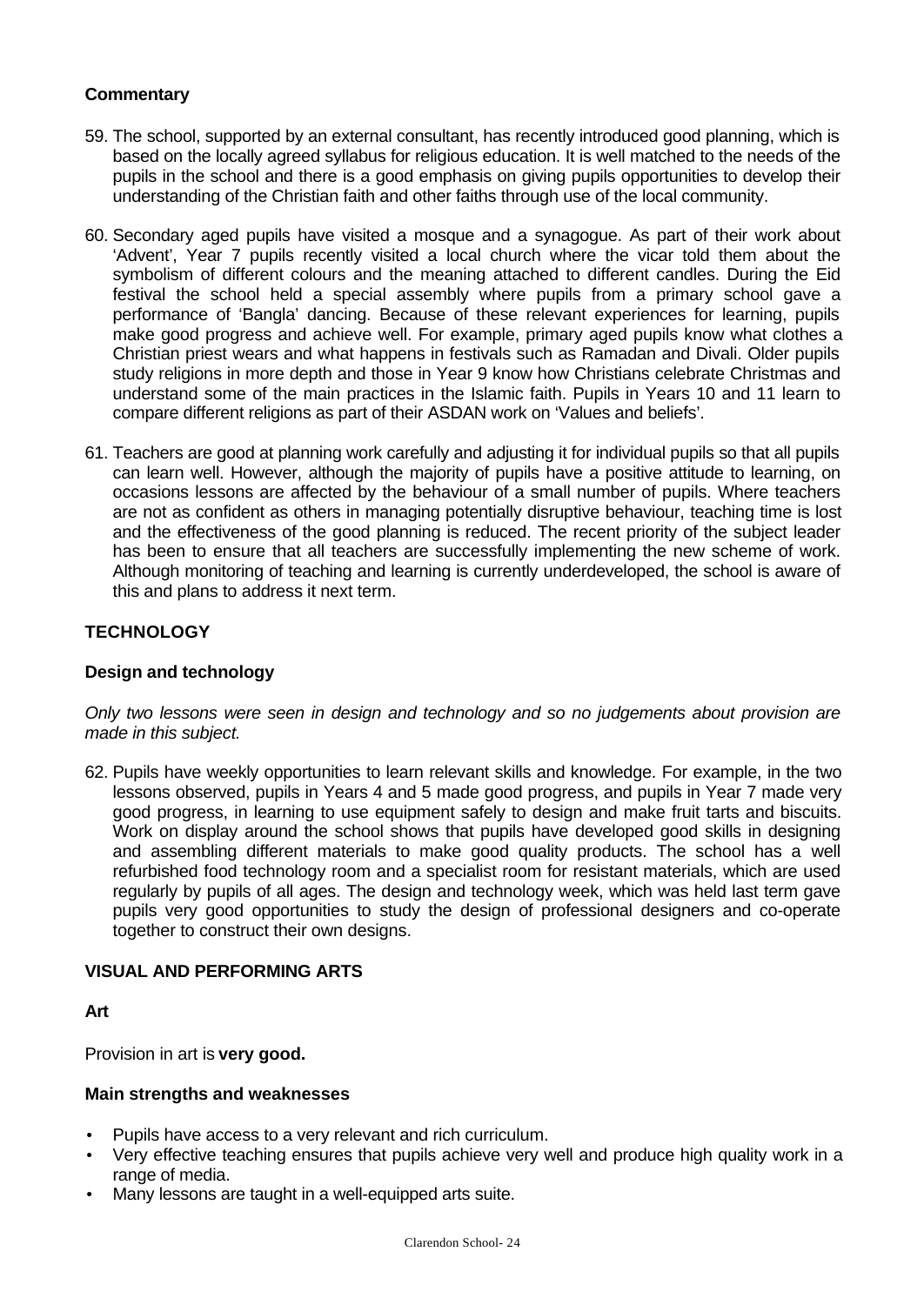### Commentary

59. The school, supported by an external consultant, has recently introduced good planning, which is based on the locally agreed syllabus for religious education. It is well matched to the needs of the pupils in the school and there is a good emphasis on giving pupils opportunities to develop their understanding of the Christian faith and other faiths through use of the local community.

60. Secondary aged pupils have visited a mosque and a synagogue. As part of their work about 'Advent', Year 7 pupils recently visited a local church where the vicar told them about the symbolism of different colours and the meaning attached to different candles. During the Eid festival the school held a special assembly where pupils from a primary school gave a performance of 'Bangla' dancing. Because of these relevant experiences for learning, pupils make good progress and achieve well. For example, primary aged pupils know what clothes a Christian priest wears and what happens in festivals such as Ramadan and Divali. Older pupils study religions in more depth and those in Year 9 know how Christians celebrate Christmas and understand some of the main practices in the Islamic faith. Pupils in Years 10 and 11 learn to compare different religions as part of their ASDAN work on 'Values and beliefs'.

61. Teachers are good at planning work carefully and adjusting it for individual pupils so that all pupils can learn well. However, although the majority of pupils have a positive attitude to learning, on occasions lessons are affected by the behaviour of a small number of pupils. Where teachers are not as confident as others in managing potentially disruptive behaviour, teaching time is lost and the effectiveness of the good planning is reduced. The recent priority of the subject leader has been to ensure that all teachers are successfully implementing the new scheme of work. Although monitoring of teaching and learning is currently underdeveloped, the school is aware of this and plans to address it next term.

## TECHNOLOGY

### Design and technology

*Only two lessons were seen in design and technology and so no judgements about provision are made in this subject.*

62. Pupils have weekly opportunities to learn relevant skills and knowledge. For example, in the two lessons observed, pupils in Years 4 and 5 made good progress, and pupils in Year 7 made very good progress, in learning to use equipment safely to design and make fruit tarts and biscuits. Work on display around the school shows that pupils have developed good skills in designing and assembling different materials to make good quality products. The school has a well refurbished food technology room and a specialist room for resistant materials, which are used regularly by pupils of all ages. The design and technology week, which was held last term gave pupils very good opportunities to study the design of professional designers and co-operate together to construct their own designs.

## VISUAL AND PERFORMING ARTS

### Art

Provision in art is **very good.**

### Main strengths and weaknesses

- Pupils have access to a very relevant and rich curriculum.
- Very effective teaching ensures that pupils achieve very well and produce high quality work in a range of media.
- Many lessons are taught in a well-equipped arts suite.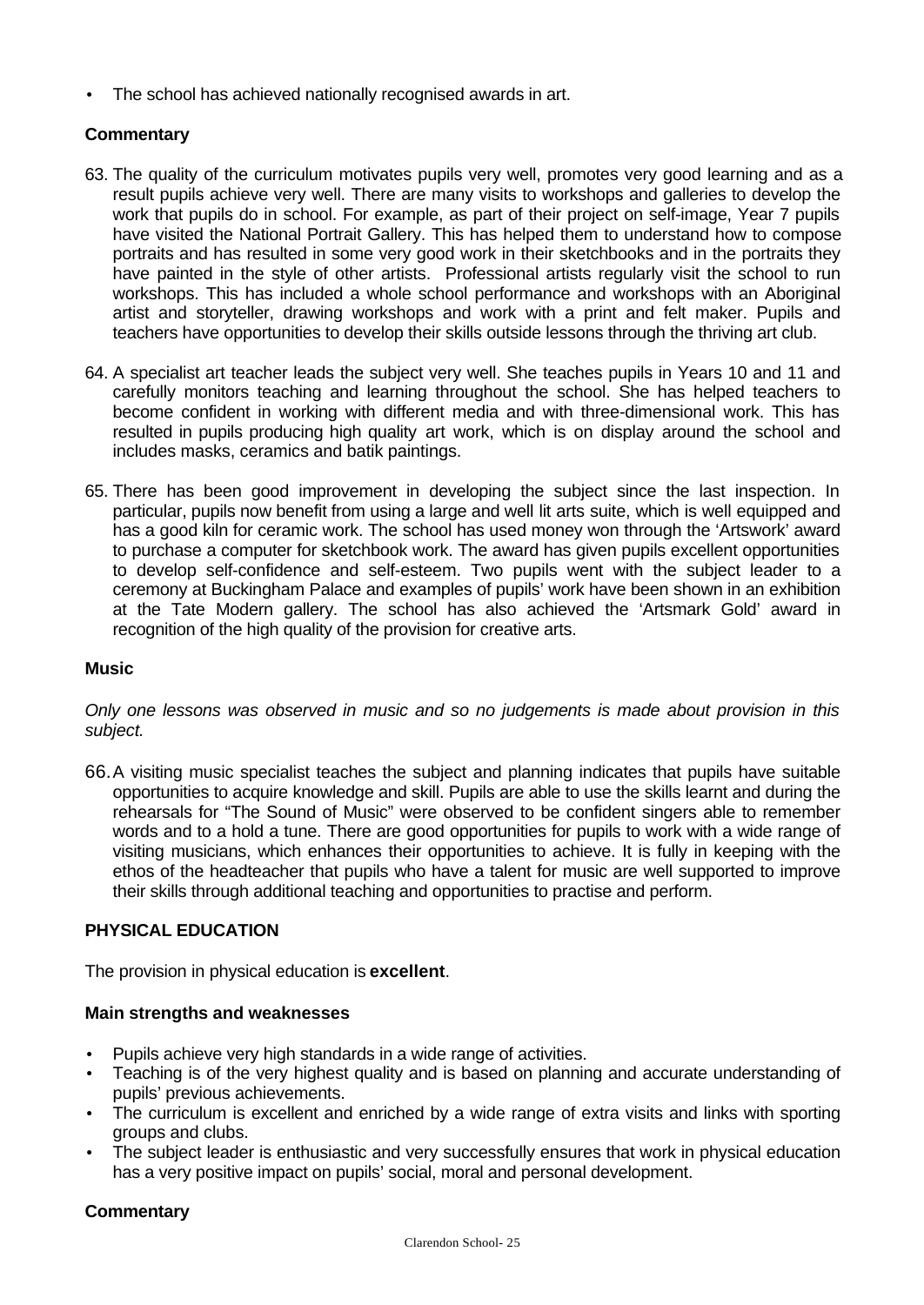- The school has achieved nationally recognised awards in art.

### Commentary

63. The quality of the curriculum motivates pupils very well, promotes very good learning and as a result pupils achieve very well. There are many visits to workshops and galleries to develop the work that pupils do in school. For example, as part of their project on self-image, Year 7 pupils have visited the National Portrait Gallery. This has helped them to understand how to compose portraits and has resulted in some very good work in their sketchbooks and in the portraits they have painted in the style of other artists. Professional artists regularly visit the school to run workshops. This has included a whole school performance and workshops with an Aboriginal artist and storyteller, drawing workshops and work with a print and felt maker. Pupils and teachers have opportunities to develop their skills outside lessons through the thriving art club.

64. A specialist art teacher leads the subject very well. She teaches pupils in Years 10 and 11 and carefully monitors teaching and learning throughout the school. She has helped teachers to become confident in working with different media and with three-dimensional work. This has resulted in pupils producing high quality art work, which is on display around the school and includes masks, ceramics and batik paintings.

65. There has been good improvement in developing the subject since the last inspection. In particular, pupils now benefit from using a large and well lit arts suite, which is well equipped and has a good kiln for ceramic work. The school has used money won through the 'Artswork' award to purchase a computer for sketchbook work. The award has given pupils excellent opportunities to develop self-confidence and self-esteem. Two pupils went with the subject leader to a ceremony at Buckingham Palace and examples of pupils' work have been shown in an exhibition at the Tate Modern gallery. The school has also achieved the 'Artsmark Gold' award in recognition of the high quality of the provision for creative arts.

### Music

*Only one lessons was observed in music and so no judgements is made about provision in this subject.*

66. A visiting music specialist teaches the subject and planning indicates that pupils have suitable opportunities to acquire knowledge and skill. Pupils are able to use the skills learnt and during the rehearsals for "The Sound of Music" were observed to be confident singers able to remember words and to a hold a tune. There are good opportunities for pupils to work with a wide range of visiting musicians, which enhances their opportunities to achieve. It is fully in keeping with the ethos of the headteacher that pupils who have a talent for music are well supported to improve their skills through additional teaching and opportunities to practise and perform.

## PHYSICAL EDUCATION

The provision in physical education is **excellent**.

### Main strengths and weaknesses

- Pupils achieve very high standards in a wide range of activities.
- Teaching is of the very highest quality and is based on planning and accurate understanding of pupils' previous achievements.
- The curriculum is excellent and enriched by a wide range of extra visits and links with sporting groups and clubs.
- The subject leader is enthusiastic and very successfully ensures that work in physical education has a very positive impact on pupils' social, moral and personal development.

### Commentary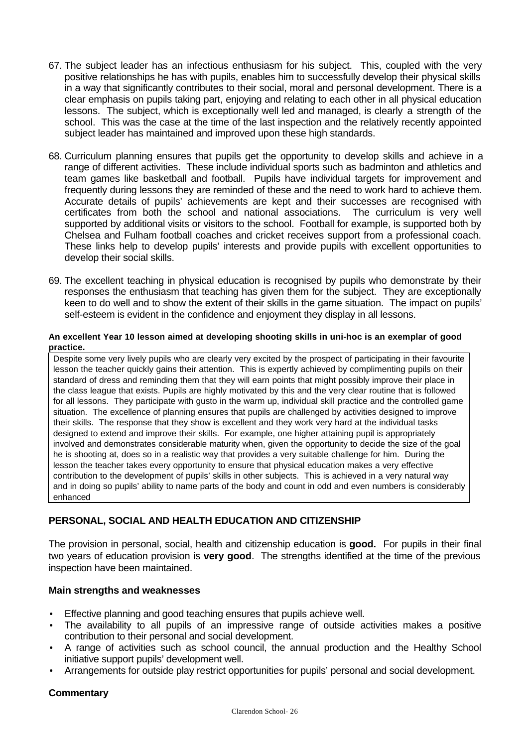67. The subject leader has an infectious enthusiasm for his subject. This, coupled with the very positive relationships he has with pupils, enables him to successfully develop their physical skills in a way that significantly contributes to their social, moral and personal development. There is a clear emphasis on pupils taking part, enjoying and relating to each other in all physical education lessons. The subject, which is exceptionally well led and managed, is clearly a strength of the school. This was the case at the time of the last inspection and the relatively recently appointed subject leader has maintained and improved upon these high standards.

68. Curriculum planning ensures that pupils get the opportunity to develop skills and achieve in a range of different activities. These include individual sports such as badminton and athletics and team games like basketball and football. Pupils have individual targets for improvement and frequently during lessons they are reminded of these and the need to work hard to achieve them. Accurate details of pupils' achievements are kept and their successes are recognised with certificates from both the school and national associations. The curriculum is very well supported by additional visits or visitors to the school. Football for example, is supported both by Chelsea and Fulham football coaches and cricket receives support from a professional coach. These links help to develop pupils' interests and provide pupils with excellent opportunities to develop their social skills.

69. The excellent teaching in physical education is recognised by pupils who demonstrate by their responses the enthusiasm that teaching has given them for the subject. They are exceptionally keen to do well and to show the extent of their skills in the game situation. The impact on pupils' self-esteem is evident in the confidence and enjoyment they display in all lessons.

**An excellent Year 10 lesson aimed at developing shooting skills in uni-hoc is an exemplar of good practice.**

Despite some very lively pupils who are clearly very excited by the prospect of participating in their favourite lesson the teacher quickly gains their attention. This is expertly achieved by complimenting pupils on their standard of dress and reminding them that they will earn points that might possibly improve their place in the class league that exists. Pupils are highly motivated by this and the very clear routine that is followed for all lessons. They participate with gusto in the warm up, individual skill practice and the controlled game situation. The excellence of planning ensures that pupils are challenged by activities designed to improve their skills. The response that they show is excellent and they work very hard at the individual tasks designed to extend and improve their skills. For example, one higher attaining pupil is appropriately involved and demonstrates considerable maturity when, given the opportunity to decide the size of the goal he is shooting at, does so in a realistic way that provides a very suitable challenge for him. During the lesson the teacher takes every opportunity to ensure that physical education makes a very effective contribution to the development of pupils' skills in other subjects. This is achieved in a very natural way and in doing so pupils' ability to name parts of the body and count in odd and even numbers is considerably enhanced

## PERSONAL, SOCIAL AND HEALTH EDUCATION AND CITIZENSHIP

The provision in personal, social, health and citizenship education is **good.** For pupils in their final two years of education provision is **very good**. The strengths identified at the time of the previous inspection have been maintained.

### Main strengths and weaknesses

- Effective planning and good teaching ensures that pupils achieve well.
- The availability to all pupils of an impressive range of outside activities makes a positive contribution to their personal and social development.
- A range of activities such as school council, the annual production and the Healthy School initiative support pupils' development well.
- Arrangements for outside play restrict opportunities for pupils' personal and social development.

### Commentary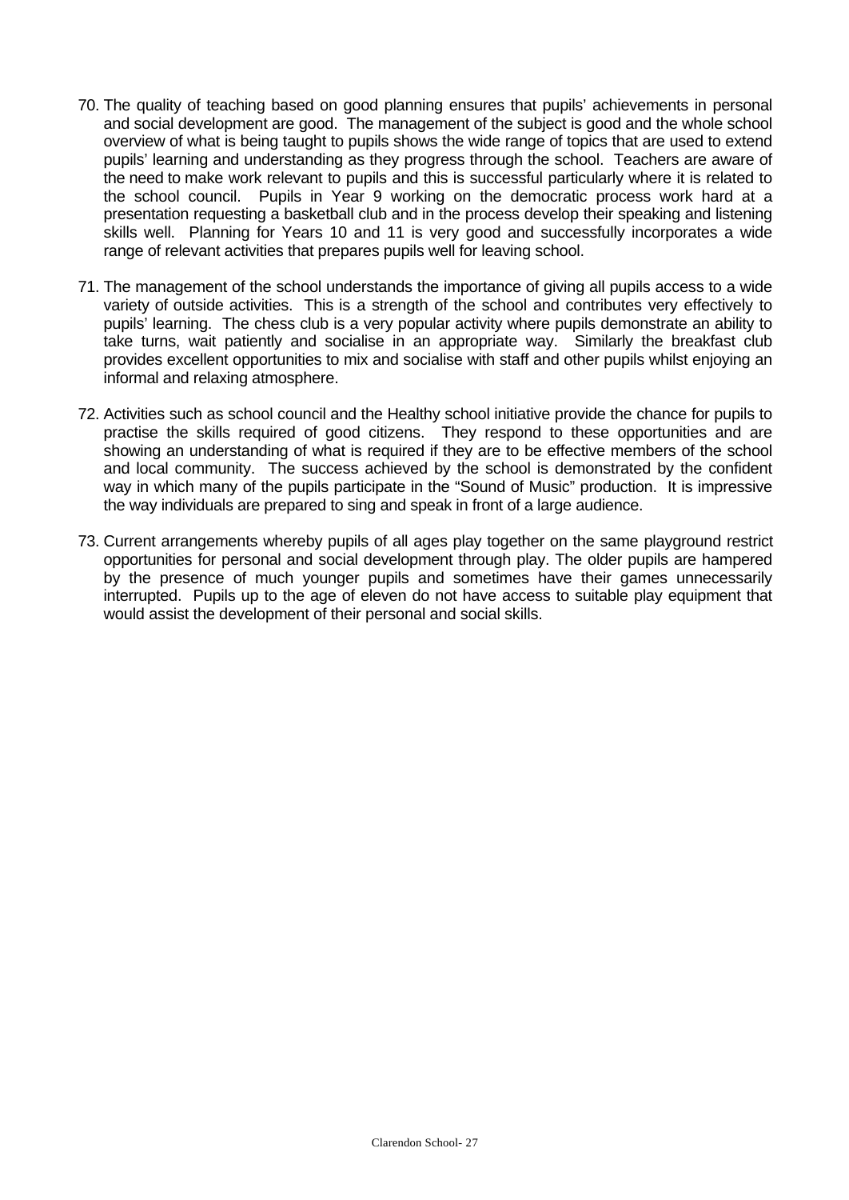70. The quality of teaching based on good planning ensures that pupils' achievements in personal and social development are good. The management of the subject is good and the whole school overview of what is being taught to pupils shows the wide range of topics that are used to extend pupils' learning and understanding as they progress through the school. Teachers are aware of the need to make work relevant to pupils and this is successful particularly where it is related to the school council. Pupils in Year 9 working on the democratic process work hard at a presentation requesting a basketball club and in the process develop their speaking and listening skills well. Planning for Years 10 and 11 is very good and successfully incorporates a wide range of relevant activities that prepares pupils well for leaving school.

71. The management of the school understands the importance of giving all pupils access to a wide variety of outside activities. This is a strength of the school and contributes very effectively to pupils' learning. The chess club is a very popular activity where pupils demonstrate an ability to take turns, wait patiently and socialise in an appropriate way. Similarly the breakfast club provides excellent opportunities to mix and socialise with staff and other pupils whilst enjoying an informal and relaxing atmosphere.

72. Activities such as school council and the Healthy school initiative provide the chance for pupils to practise the skills required of good citizens. They respond to these opportunities and are showing an understanding of what is required if they are to be effective members of the school and local community. The success achieved by the school is demonstrated by the confident way in which many of the pupils participate in the "Sound of Music" production. It is impressive the way individuals are prepared to sing and speak in front of a large audience.

73. Current arrangements whereby pupils of all ages play together on the same playground restrict opportunities for personal and social development through play. The older pupils are hampered by the presence of much younger pupils and sometimes have their games unnecessarily interrupted. Pupils up to the age of eleven do not have access to suitable play equipment that would assist the development of their personal and social skills.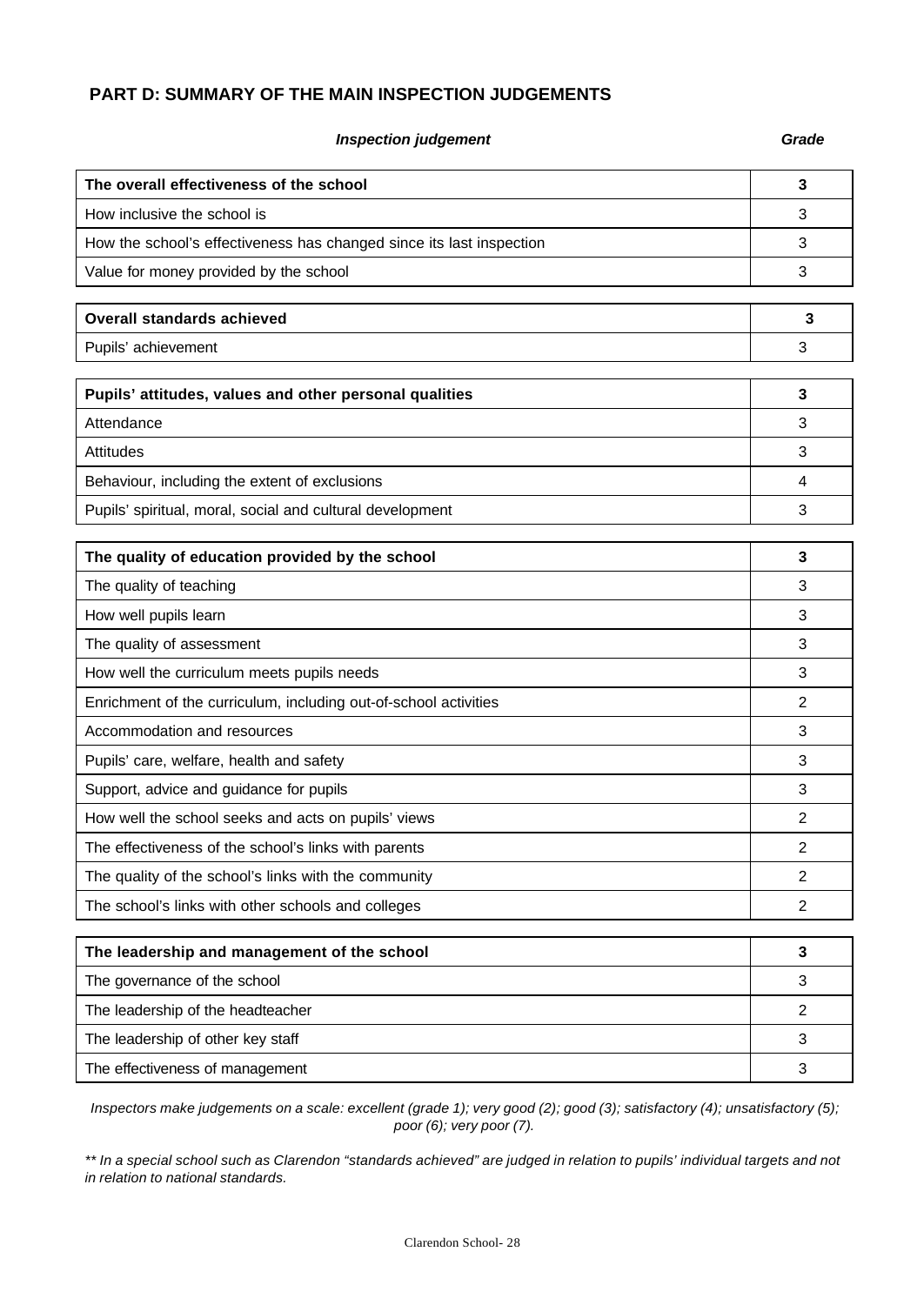## PART D: SUMMARY OF THE MAIN INSPECTION JUDGEMENTS

| *Inspection judgement* | *Grade* |
|---|---|
| **The overall effectiveness of the school** | **3** |
| How inclusive the school is | 3 |
| How the school's effectiveness has changed since its last inspection | 3 |
| Value for money provided by the school | 3 |
| **Overall standards achieved** | **3** |
| Pupils' achievement | 3 |
| **Pupils' attitudes, values and other personal qualities** | **3** |
| Attendance | 3 |
| Attitudes | 3 |
| Behaviour, including the extent of exclusions | 4 |
| Pupils' spiritual, moral, social and cultural development | 3 |
| **The quality of education provided by the school** | **3** |
| The quality of teaching | 3 |
| How well pupils learn | 3 |
| The quality of assessment | 3 |
| How well the curriculum meets pupils needs | 3 |
| Enrichment of the curriculum, including out-of-school activities | 2 |
| Accommodation and resources | 3 |
| Pupils' care, welfare, health and safety | 3 |
| Support, advice and guidance for pupils | 3 |
| How well the school seeks and acts on pupils' views | 2 |
| The effectiveness of the school's links with parents | 2 |
| The quality of the school's links with the community | 2 |
| The school's links with other schools and colleges | 2 |
| **The leadership and management of the school** | **3** |
| The governance of the school | 3 |
| The leadership of the headteacher | 2 |
| The leadership of other key staff | 3 |
| The effectiveness of management | 3 |

*Inspectors make judgements on a scale: excellent (grade 1); very good (2); good (3); satisfactory (4); unsatisfactory (5); poor (6); very poor (7).*

*\*\* In a special school such as Clarendon "standards achieved" are judged in relation to pupils' individual targets and not in relation to national standards.*